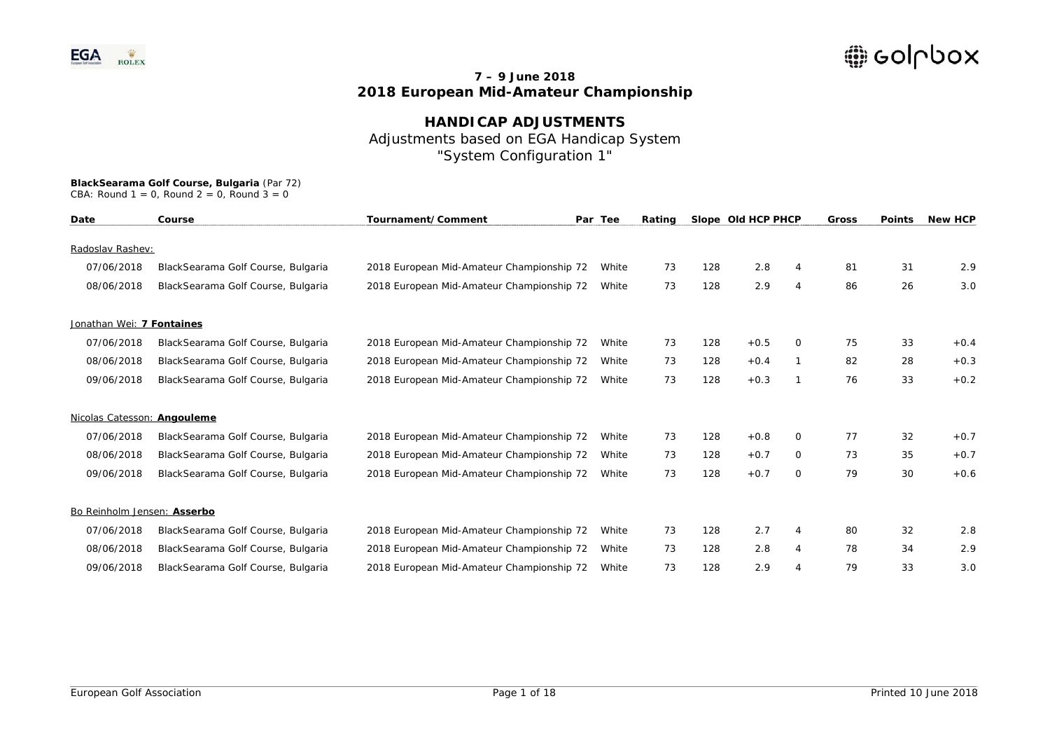**7 – 9 June 2018**
**2018 European Mid-Amateur Championship**

# HANDICAP ADJUSTMENTS

Adjustments based on EGA Handicap System
"System Configuration 1"

**BlackSearama Golf Course, Bulgaria** (Par 72)
CBA: Round 1 = 0, Round 2 = 0, Round 3 = 0

| Date | Course | Tournament/Comment | Par | Tee | Rating | Slope | Old HCP | PHCP | Gross | Points | New HCP |
|---|---|---|---|---|---|---|---|---|---|---|---|
| Radoslav Rashev: | | | | | | | | | | | |
| 07/06/2018 | BlackSearama Golf Course, Bulgaria | 2018 European Mid-Amateur Championship | 72 | White | 73 | 128 | 2.8 | 4 | 81 | 31 | 2.9 |
| 08/06/2018 | BlackSearama Golf Course, Bulgaria | 2018 European Mid-Amateur Championship | 72 | White | 73 | 128 | 2.9 | 4 | 86 | 26 | 3.0 |
| Jonathan Wei: **7 Fontaines** | | | | | | | | | | | |
| 07/06/2018 | BlackSearama Golf Course, Bulgaria | 2018 European Mid-Amateur Championship | 72 | White | 73 | 128 | +0.5 | 0 | 75 | 33 | +0.4 |
| 08/06/2018 | BlackSearama Golf Course, Bulgaria | 2018 European Mid-Amateur Championship | 72 | White | 73 | 128 | +0.4 | 1 | 82 | 28 | +0.3 |
| 09/06/2018 | BlackSearama Golf Course, Bulgaria | 2018 European Mid-Amateur Championship | 72 | White | 73 | 128 | +0.3 | 1 | 76 | 33 | +0.2 |
| Nicolas Catesson: **Angouleme** | | | | | | | | | | | |
| 07/06/2018 | BlackSearama Golf Course, Bulgaria | 2018 European Mid-Amateur Championship | 72 | White | 73 | 128 | +0.8 | 0 | 77 | 32 | +0.7 |
| 08/06/2018 | BlackSearama Golf Course, Bulgaria | 2018 European Mid-Amateur Championship | 72 | White | 73 | 128 | +0.7 | 0 | 73 | 35 | +0.7 |
| 09/06/2018 | BlackSearama Golf Course, Bulgaria | 2018 European Mid-Amateur Championship | 72 | White | 73 | 128 | +0.7 | 0 | 79 | 30 | +0.6 |
| Bo Reinholm Jensen: **Asserbo** | | | | | | | | | | | |
| 07/06/2018 | BlackSearama Golf Course, Bulgaria | 2018 European Mid-Amateur Championship | 72 | White | 73 | 128 | 2.7 | 4 | 80 | 32 | 2.8 |
| 08/06/2018 | BlackSearama Golf Course, Bulgaria | 2018 European Mid-Amateur Championship | 72 | White | 73 | 128 | 2.8 | 4 | 78 | 34 | 2.9 |
| 09/06/2018 | BlackSearama Golf Course, Bulgaria | 2018 European Mid-Amateur Championship | 72 | White | 73 | 128 | 2.9 | 4 | 79 | 33 | 3.0 |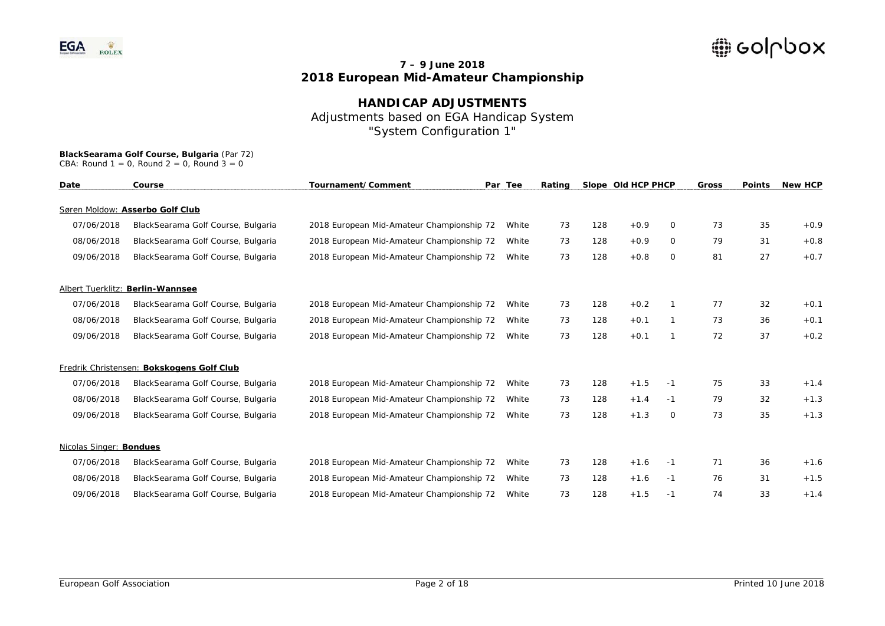## 7 – 9 June 2018
## 2018 European Mid-Amateur Championship

# HANDICAP ADJUSTMENTS

Adjustments based on EGA Handicap System
"System Configuration 1"

**BlackSearama Golf Course, Bulgaria** (Par 72)
CBA: Round 1 = 0, Round 2 = 0, Round 3 = 0

| Date | Course | Tournament/Comment | Par | Tee | Rating | Slope | Old HCP | PHCP | Gross | Points | New HCP |
|---|---|---|---|---|---|---|---|---|---|---|---|
| Søren Moldow: **Asserbo Golf Club** | | | | | | | | | | | |
| 07/06/2018 | BlackSearama Golf Course, Bulgaria | 2018 European Mid-Amateur Championship | 72 | White | 73 | 128 | +0.9 | 0 | 73 | 35 | +0.9 |
| 08/06/2018 | BlackSearama Golf Course, Bulgaria | 2018 European Mid-Amateur Championship | 72 | White | 73 | 128 | +0.9 | 0 | 79 | 31 | +0.8 |
| 09/06/2018 | BlackSearama Golf Course, Bulgaria | 2018 European Mid-Amateur Championship | 72 | White | 73 | 128 | +0.8 | 0 | 81 | 27 | +0.7 |
| Albert Tuerklitz: **Berlin-Wannsee** | | | | | | | | | | | |
| 07/06/2018 | BlackSearama Golf Course, Bulgaria | 2018 European Mid-Amateur Championship | 72 | White | 73 | 128 | +0.2 | 1 | 77 | 32 | +0.1 |
| 08/06/2018 | BlackSearama Golf Course, Bulgaria | 2018 European Mid-Amateur Championship | 72 | White | 73 | 128 | +0.1 | 1 | 73 | 36 | +0.1 |
| 09/06/2018 | BlackSearama Golf Course, Bulgaria | 2018 European Mid-Amateur Championship | 72 | White | 73 | 128 | +0.1 | 1 | 72 | 37 | +0.2 |
| Fredrik Christensen: **Bokskogens Golf Club** | | | | | | | | | | | |
| 07/06/2018 | BlackSearama Golf Course, Bulgaria | 2018 European Mid-Amateur Championship | 72 | White | 73 | 128 | +1.5 | -1 | 75 | 33 | +1.4 |
| 08/06/2018 | BlackSearama Golf Course, Bulgaria | 2018 European Mid-Amateur Championship | 72 | White | 73 | 128 | +1.4 | -1 | 79 | 32 | +1.3 |
| 09/06/2018 | BlackSearama Golf Course, Bulgaria | 2018 European Mid-Amateur Championship | 72 | White | 73 | 128 | +1.3 | 0 | 73 | 35 | +1.3 |
| Nicolas Singer: **Bondues** | | | | | | | | | | | |
| 07/06/2018 | BlackSearama Golf Course, Bulgaria | 2018 European Mid-Amateur Championship | 72 | White | 73 | 128 | +1.6 | -1 | 71 | 36 | +1.6 |
| 08/06/2018 | BlackSearama Golf Course, Bulgaria | 2018 European Mid-Amateur Championship | 72 | White | 73 | 128 | +1.6 | -1 | 76 | 31 | +1.5 |
| 09/06/2018 | BlackSearama Golf Course, Bulgaria | 2018 European Mid-Amateur Championship | 72 | White | 73 | 128 | +1.5 | -1 | 74 | 33 | +1.4 |

European Golf Association — Printed 10 June 2018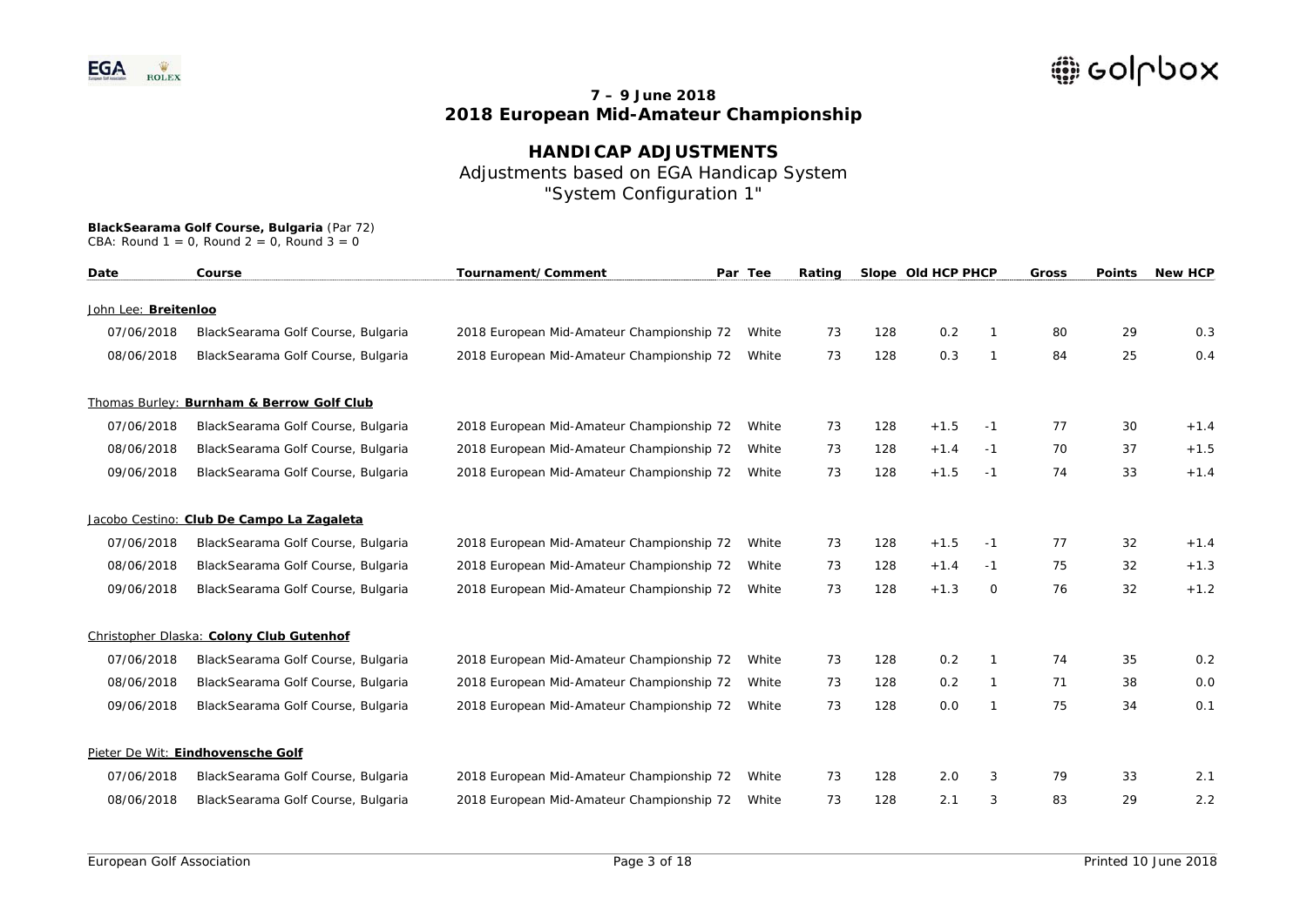**7 – 9 June 2018**
**2018 European Mid-Amateur Championship**

## HANDICAP ADJUSTMENTS

Adjustments based on EGA Handicap System
"System Configuration 1"

**BlackSearama Golf Course, Bulgaria** (Par 72)
CBA: Round 1 = 0, Round 2 = 0, Round 3 = 0

| Date | Course | Tournament/Comment | Par | Tee | Rating | Slope | Old HCP | PHCP | Gross | Points | New HCP |
|---|---|---|---|---|---|---|---|---|---|---|---|
| John Lee: **Breitenloo** | | | | | | | | | | | |
| 07/06/2018 | BlackSearama Golf Course, Bulgaria | 2018 European Mid-Amateur Championship | 72 | White | 73 | 128 | 0.2 | 1 | 80 | 29 | 0.3 |
| 08/06/2018 | BlackSearama Golf Course, Bulgaria | 2018 European Mid-Amateur Championship | 72 | White | 73 | 128 | 0.3 | 1 | 84 | 25 | 0.4 |
| Thomas Burley: **Burnham & Berrow Golf Club** | | | | | | | | | | | |
| 07/06/2018 | BlackSearama Golf Course, Bulgaria | 2018 European Mid-Amateur Championship | 72 | White | 73 | 128 | +1.5 | -1 | 77 | 30 | +1.4 |
| 08/06/2018 | BlackSearama Golf Course, Bulgaria | 2018 European Mid-Amateur Championship | 72 | White | 73 | 128 | +1.4 | -1 | 70 | 37 | +1.5 |
| 09/06/2018 | BlackSearama Golf Course, Bulgaria | 2018 European Mid-Amateur Championship | 72 | White | 73 | 128 | +1.5 | -1 | 74 | 33 | +1.4 |
| Jacobo Cestino: **Club De Campo La Zagaleta** | | | | | | | | | | | |
| 07/06/2018 | BlackSearama Golf Course, Bulgaria | 2018 European Mid-Amateur Championship | 72 | White | 73 | 128 | +1.5 | -1 | 77 | 32 | +1.4 |
| 08/06/2018 | BlackSearama Golf Course, Bulgaria | 2018 European Mid-Amateur Championship | 72 | White | 73 | 128 | +1.4 | -1 | 75 | 32 | +1.3 |
| 09/06/2018 | BlackSearama Golf Course, Bulgaria | 2018 European Mid-Amateur Championship | 72 | White | 73 | 128 | +1.3 | 0 | 76 | 32 | +1.2 |
| Christopher Dlaska: **Colony Club Gutenhof** | | | | | | | | | | | |
| 07/06/2018 | BlackSearama Golf Course, Bulgaria | 2018 European Mid-Amateur Championship | 72 | White | 73 | 128 | 0.2 | 1 | 74 | 35 | 0.2 |
| 08/06/2018 | BlackSearama Golf Course, Bulgaria | 2018 European Mid-Amateur Championship | 72 | White | 73 | 128 | 0.2 | 1 | 71 | 38 | 0.0 |
| 09/06/2018 | BlackSearama Golf Course, Bulgaria | 2018 European Mid-Amateur Championship | 72 | White | 73 | 128 | 0.0 | 1 | 75 | 34 | 0.1 |
| Pieter De Wit: **Eindhovensche Golf** | | | | | | | | | | | |
| 07/06/2018 | BlackSearama Golf Course, Bulgaria | 2018 European Mid-Amateur Championship | 72 | White | 73 | 128 | 2.0 | 3 | 79 | 33 | 2.1 |
| 08/06/2018 | BlackSearama Golf Course, Bulgaria | 2018 European Mid-Amateur Championship | 72 | White | 73 | 128 | 2.1 | 3 | 83 | 29 | 2.2 |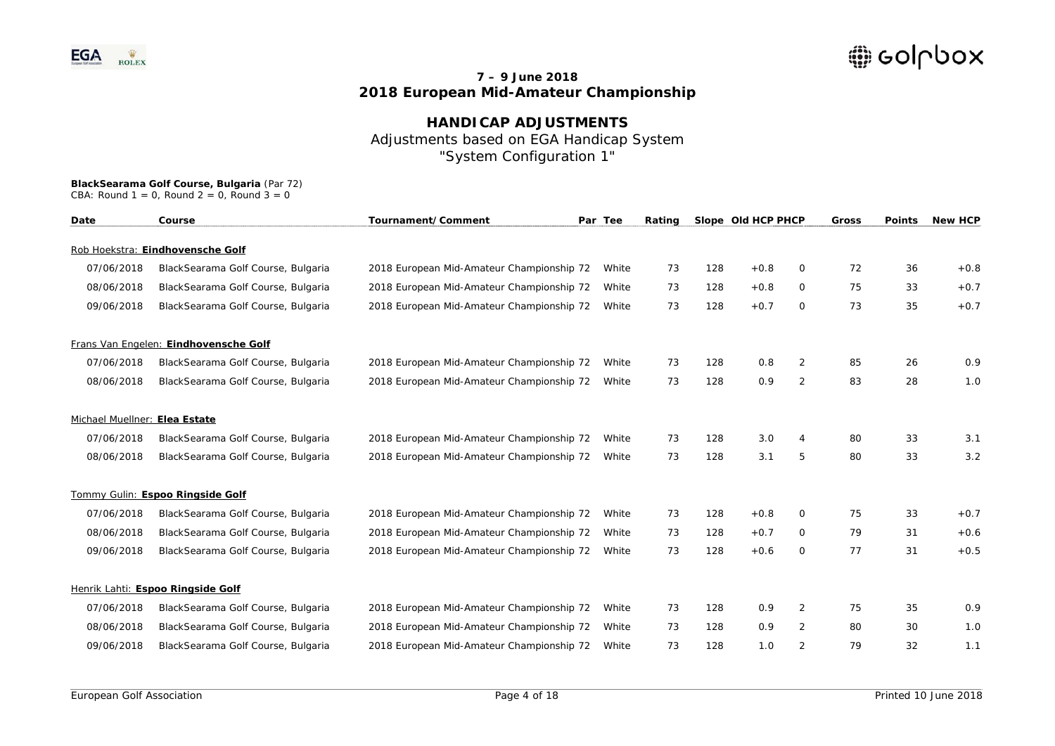## 7 – 9 June 2018
## 2018 European Mid-Amateur Championship

# HANDICAP ADJUSTMENTS

Adjustments based on EGA Handicap System
"System Configuration 1"

**BlackSearama Golf Course, Bulgaria** (Par 72)
CBA: Round 1 = 0, Round 2 = 0, Round 3 = 0

| Date | Course | Tournament/Comment | Par | Tee | Rating | Slope | Old HCP | PHCP | Gross | Points | New HCP |
|---|---|---|---|---|---|---|---|---|---|---|---|
| Rob Hoekstra: **Eindhovensche Golf** | | | | | | | | | | | |
| 07/06/2018 | BlackSearama Golf Course, Bulgaria | 2018 European Mid-Amateur Championship | 72 | White | 73 | 128 | +0.8 | 0 | 72 | 36 | +0.8 |
| 08/06/2018 | BlackSearama Golf Course, Bulgaria | 2018 European Mid-Amateur Championship | 72 | White | 73 | 128 | +0.8 | 0 | 75 | 33 | +0.7 |
| 09/06/2018 | BlackSearama Golf Course, Bulgaria | 2018 European Mid-Amateur Championship | 72 | White | 73 | 128 | +0.7 | 0 | 73 | 35 | +0.7 |
| Frans Van Engelen: **Eindhovensche Golf** | | | | | | | | | | | |
| 07/06/2018 | BlackSearama Golf Course, Bulgaria | 2018 European Mid-Amateur Championship | 72 | White | 73 | 128 | 0.8 | 2 | 85 | 26 | 0.9 |
| 08/06/2018 | BlackSearama Golf Course, Bulgaria | 2018 European Mid-Amateur Championship | 72 | White | 73 | 128 | 0.9 | 2 | 83 | 28 | 1.0 |
| Michael Muellner: **Elea Estate** | | | | | | | | | | | |
| 07/06/2018 | BlackSearama Golf Course, Bulgaria | 2018 European Mid-Amateur Championship | 72 | White | 73 | 128 | 3.0 | 4 | 80 | 33 | 3.1 |
| 08/06/2018 | BlackSearama Golf Course, Bulgaria | 2018 European Mid-Amateur Championship | 72 | White | 73 | 128 | 3.1 | 5 | 80 | 33 | 3.2 |
| Tommy Gulin: **Espoo Ringside Golf** | | | | | | | | | | | |
| 07/06/2018 | BlackSearama Golf Course, Bulgaria | 2018 European Mid-Amateur Championship | 72 | White | 73 | 128 | +0.8 | 0 | 75 | 33 | +0.7 |
| 08/06/2018 | BlackSearama Golf Course, Bulgaria | 2018 European Mid-Amateur Championship | 72 | White | 73 | 128 | +0.7 | 0 | 79 | 31 | +0.6 |
| 09/06/2018 | BlackSearama Golf Course, Bulgaria | 2018 European Mid-Amateur Championship | 72 | White | 73 | 128 | +0.6 | 0 | 77 | 31 | +0.5 |
| Henrik Lahti: **Espoo Ringside Golf** | | | | | | | | | | | |
| 07/06/2018 | BlackSearama Golf Course, Bulgaria | 2018 European Mid-Amateur Championship | 72 | White | 73 | 128 | 0.9 | 2 | 75 | 35 | 0.9 |
| 08/06/2018 | BlackSearama Golf Course, Bulgaria | 2018 European Mid-Amateur Championship | 72 | White | 73 | 128 | 0.9 | 2 | 80 | 30 | 1.0 |
| 09/06/2018 | BlackSearama Golf Course, Bulgaria | 2018 European Mid-Amateur Championship | 72 | White | 73 | 128 | 1.0 | 2 | 79 | 32 | 1.1 |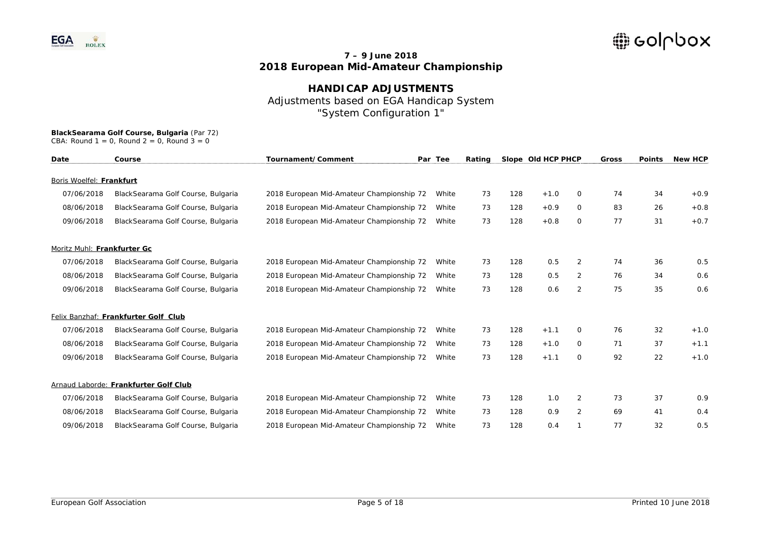**7 – 9 June 2018**
**2018 European Mid-Amateur Championship**

## HANDICAP ADJUSTMENTS

Adjustments based on EGA Handicap System
"System Configuration 1"

**BlackSearama Golf Course, Bulgaria** (Par 72)
CBA: Round 1 = 0, Round 2 = 0, Round 3 = 0

| Date | Course | Tournament/Comment | Par | Tee | Rating | Slope | Old HCP | PHCP | Gross | Points | New HCP |
|---|---|---|---|---|---|---|---|---|---|---|---|
| Boris Woelfel: **Frankfurt** | | | | | | | | | | | |
| 07/06/2018 | BlackSearama Golf Course, Bulgaria | 2018 European Mid-Amateur Championship | 72 | White | 73 | 128 | +1.0 | 0 | 74 | 34 | +0.9 |
| 08/06/2018 | BlackSearama Golf Course, Bulgaria | 2018 European Mid-Amateur Championship | 72 | White | 73 | 128 | +0.9 | 0 | 83 | 26 | +0.8 |
| 09/06/2018 | BlackSearama Golf Course, Bulgaria | 2018 European Mid-Amateur Championship | 72 | White | 73 | 128 | +0.8 | 0 | 77 | 31 | +0.7 |
| Moritz Muhl: **Frankfurter Gc** | | | | | | | | | | | |
| 07/06/2018 | BlackSearama Golf Course, Bulgaria | 2018 European Mid-Amateur Championship | 72 | White | 73 | 128 | 0.5 | 2 | 74 | 36 | 0.5 |
| 08/06/2018 | BlackSearama Golf Course, Bulgaria | 2018 European Mid-Amateur Championship | 72 | White | 73 | 128 | 0.5 | 2 | 76 | 34 | 0.6 |
| 09/06/2018 | BlackSearama Golf Course, Bulgaria | 2018 European Mid-Amateur Championship | 72 | White | 73 | 128 | 0.6 | 2 | 75 | 35 | 0.6 |
| Felix Banzhaf: **Frankfurter Golf Club** | | | | | | | | | | | |
| 07/06/2018 | BlackSearama Golf Course, Bulgaria | 2018 European Mid-Amateur Championship | 72 | White | 73 | 128 | +1.1 | 0 | 76 | 32 | +1.0 |
| 08/06/2018 | BlackSearama Golf Course, Bulgaria | 2018 European Mid-Amateur Championship | 72 | White | 73 | 128 | +1.0 | 0 | 71 | 37 | +1.1 |
| 09/06/2018 | BlackSearama Golf Course, Bulgaria | 2018 European Mid-Amateur Championship | 72 | White | 73 | 128 | +1.1 | 0 | 92 | 22 | +1.0 |
| Arnaud Laborde: **Frankfurter Golf Club** | | | | | | | | | | | |
| 07/06/2018 | BlackSearama Golf Course, Bulgaria | 2018 European Mid-Amateur Championship | 72 | White | 73 | 128 | 1.0 | 2 | 73 | 37 | 0.9 |
| 08/06/2018 | BlackSearama Golf Course, Bulgaria | 2018 European Mid-Amateur Championship | 72 | White | 73 | 128 | 0.9 | 2 | 69 | 41 | 0.4 |
| 09/06/2018 | BlackSearama Golf Course, Bulgaria | 2018 European Mid-Amateur Championship | 72 | White | 73 | 128 | 0.4 | 1 | 77 | 32 | 0.5 |

European Golf Association

Printed 10 June 2018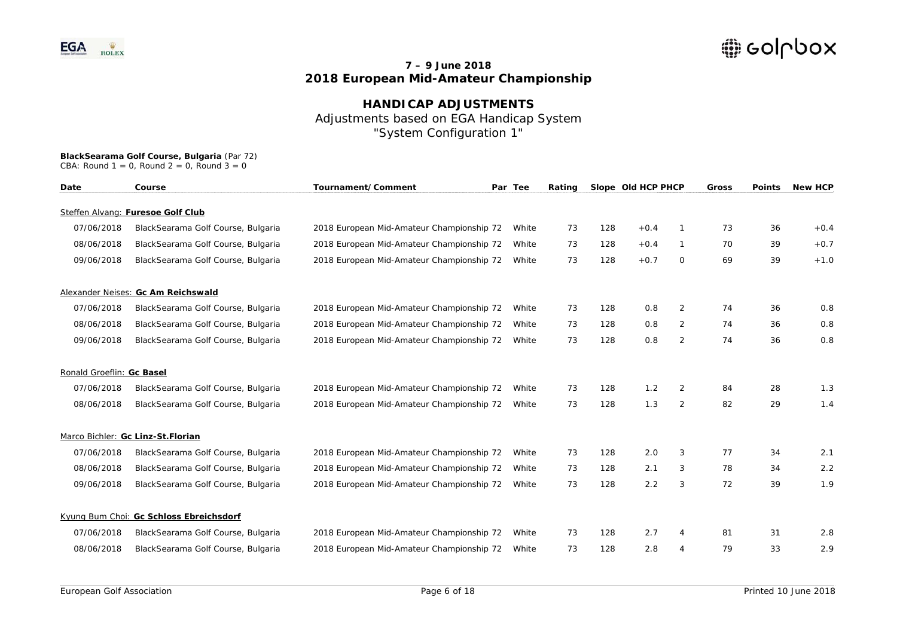## 7 – 9 June 2018
## 2018 European Mid-Amateur Championship

### HANDICAP ADJUSTMENTS

Adjustments based on EGA Handicap System
"System Configuration 1"

**BlackSearama Golf Course, Bulgaria** (Par 72)
CBA: Round 1 = 0, Round 2 = 0, Round 3 = 0

| Date | Course | Tournament/Comment | Par | Tee | Rating | Slope | Old HCP | PHCP | Gross | Points | New HCP |
|---|---|---|---|---|---|---|---|---|---|---|---|
| Steffen Alvang: **Furesoe Golf Club** | | | | | | | | | | | |
| 07/06/2018 | BlackSearama Golf Course, Bulgaria | 2018 European Mid-Amateur Championship | 72 | White | 73 | 128 | +0.4 | 1 | 73 | 36 | +0.4 |
| 08/06/2018 | BlackSearama Golf Course, Bulgaria | 2018 European Mid-Amateur Championship | 72 | White | 73 | 128 | +0.4 | 1 | 70 | 39 | +0.7 |
| 09/06/2018 | BlackSearama Golf Course, Bulgaria | 2018 European Mid-Amateur Championship | 72 | White | 73 | 128 | +0.7 | 0 | 69 | 39 | +1.0 |
| Alexander Neises: **Gc Am Reichswald** | | | | | | | | | | | |
| 07/06/2018 | BlackSearama Golf Course, Bulgaria | 2018 European Mid-Amateur Championship | 72 | White | 73 | 128 | 0.8 | 2 | 74 | 36 | 0.8 |
| 08/06/2018 | BlackSearama Golf Course, Bulgaria | 2018 European Mid-Amateur Championship | 72 | White | 73 | 128 | 0.8 | 2 | 74 | 36 | 0.8 |
| 09/06/2018 | BlackSearama Golf Course, Bulgaria | 2018 European Mid-Amateur Championship | 72 | White | 73 | 128 | 0.8 | 2 | 74 | 36 | 0.8 |
| Ronald Groeflin: **Gc Basel** | | | | | | | | | | | |
| 07/06/2018 | BlackSearama Golf Course, Bulgaria | 2018 European Mid-Amateur Championship | 72 | White | 73 | 128 | 1.2 | 2 | 84 | 28 | 1.3 |
| 08/06/2018 | BlackSearama Golf Course, Bulgaria | 2018 European Mid-Amateur Championship | 72 | White | 73 | 128 | 1.3 | 2 | 82 | 29 | 1.4 |
| Marco Bichler: **Gc Linz-St.Florian** | | | | | | | | | | | |
| 07/06/2018 | BlackSearama Golf Course, Bulgaria | 2018 European Mid-Amateur Championship | 72 | White | 73 | 128 | 2.0 | 3 | 77 | 34 | 2.1 |
| 08/06/2018 | BlackSearama Golf Course, Bulgaria | 2018 European Mid-Amateur Championship | 72 | White | 73 | 128 | 2.1 | 3 | 78 | 34 | 2.2 |
| 09/06/2018 | BlackSearama Golf Course, Bulgaria | 2018 European Mid-Amateur Championship | 72 | White | 73 | 128 | 2.2 | 3 | 72 | 39 | 1.9 |
| Kyung Bum Choi: **Gc Schloss Ebreichsdorf** | | | | | | | | | | | |
| 07/06/2018 | BlackSearama Golf Course, Bulgaria | 2018 European Mid-Amateur Championship | 72 | White | 73 | 128 | 2.7 | 4 | 81 | 31 | 2.8 |
| 08/06/2018 | BlackSearama Golf Course, Bulgaria | 2018 European Mid-Amateur Championship | 72 | White | 73 | 128 | 2.8 | 4 | 79 | 33 | 2.9 |

European Golf Association — Printed 10 June 2018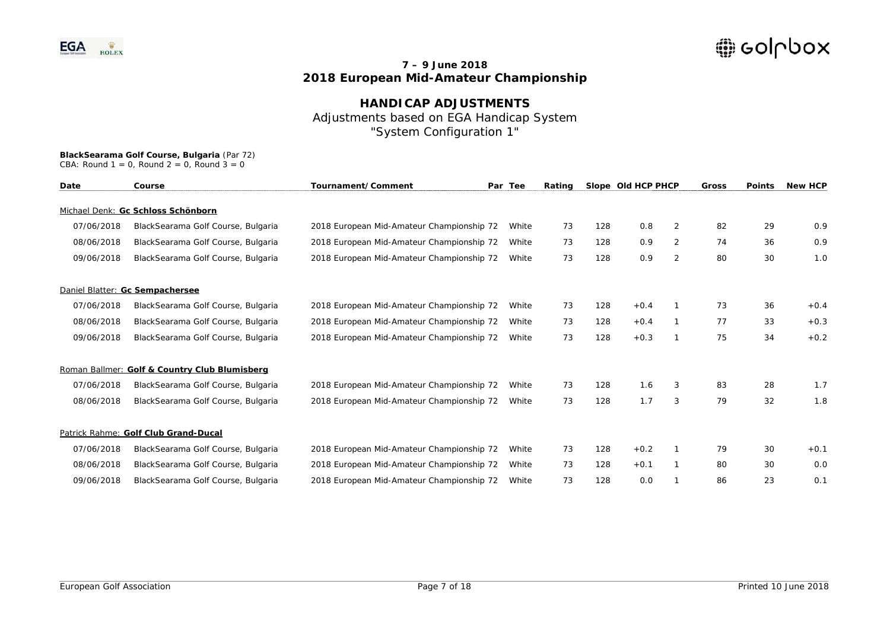**7 – 9 June 2018**
**2018 European Mid-Amateur Championship**

# HANDICAP ADJUSTMENTS

Adjustments based on EGA Handicap System
"System Configuration 1"

**BlackSearama Golf Course, Bulgaria** (Par 72)
CBA: Round 1 = 0, Round 2 = 0, Round 3 = 0

| Date | Course | Tournament/Comment | Par | Tee | Rating | Slope | Old HCP | PHCP | Gross | Points | New HCP |
|---|---|---|---|---|---|---|---|---|---|---|---|
| Michael Denk: **Gc Schloss Schönborn** | | | | | | | | | | | |
| 07/06/2018 | BlackSearama Golf Course, Bulgaria | 2018 European Mid-Amateur Championship | 72 | White | 73 | 128 | 0.8 | 2 | 82 | 29 | 0.9 |
| 08/06/2018 | BlackSearama Golf Course, Bulgaria | 2018 European Mid-Amateur Championship | 72 | White | 73 | 128 | 0.9 | 2 | 74 | 36 | 0.9 |
| 09/06/2018 | BlackSearama Golf Course, Bulgaria | 2018 European Mid-Amateur Championship | 72 | White | 73 | 128 | 0.9 | 2 | 80 | 30 | 1.0 |
| Daniel Blatter: **Gc Sempachersee** | | | | | | | | | | | |
| 07/06/2018 | BlackSearama Golf Course, Bulgaria | 2018 European Mid-Amateur Championship | 72 | White | 73 | 128 | +0.4 | 1 | 73 | 36 | +0.4 |
| 08/06/2018 | BlackSearama Golf Course, Bulgaria | 2018 European Mid-Amateur Championship | 72 | White | 73 | 128 | +0.4 | 1 | 77 | 33 | +0.3 |
| 09/06/2018 | BlackSearama Golf Course, Bulgaria | 2018 European Mid-Amateur Championship | 72 | White | 73 | 128 | +0.3 | 1 | 75 | 34 | +0.2 |
| Roman Ballmer: **Golf & Country Club Blumisberg** | | | | | | | | | | | |
| 07/06/2018 | BlackSearama Golf Course, Bulgaria | 2018 European Mid-Amateur Championship | 72 | White | 73 | 128 | 1.6 | 3 | 83 | 28 | 1.7 |
| 08/06/2018 | BlackSearama Golf Course, Bulgaria | 2018 European Mid-Amateur Championship | 72 | White | 73 | 128 | 1.7 | 3 | 79 | 32 | 1.8 |
| Patrick Rahme: **Golf Club Grand-Ducal** | | | | | | | | | | | |
| 07/06/2018 | BlackSearama Golf Course, Bulgaria | 2018 European Mid-Amateur Championship | 72 | White | 73 | 128 | +0.2 | 1 | 79 | 30 | +0.1 |
| 08/06/2018 | BlackSearama Golf Course, Bulgaria | 2018 European Mid-Amateur Championship | 72 | White | 73 | 128 | +0.1 | 1 | 80 | 30 | 0.0 |
| 09/06/2018 | BlackSearama Golf Course, Bulgaria | 2018 European Mid-Amateur Championship | 72 | White | 73 | 128 | 0.0 | 1 | 86 | 23 | 0.1 |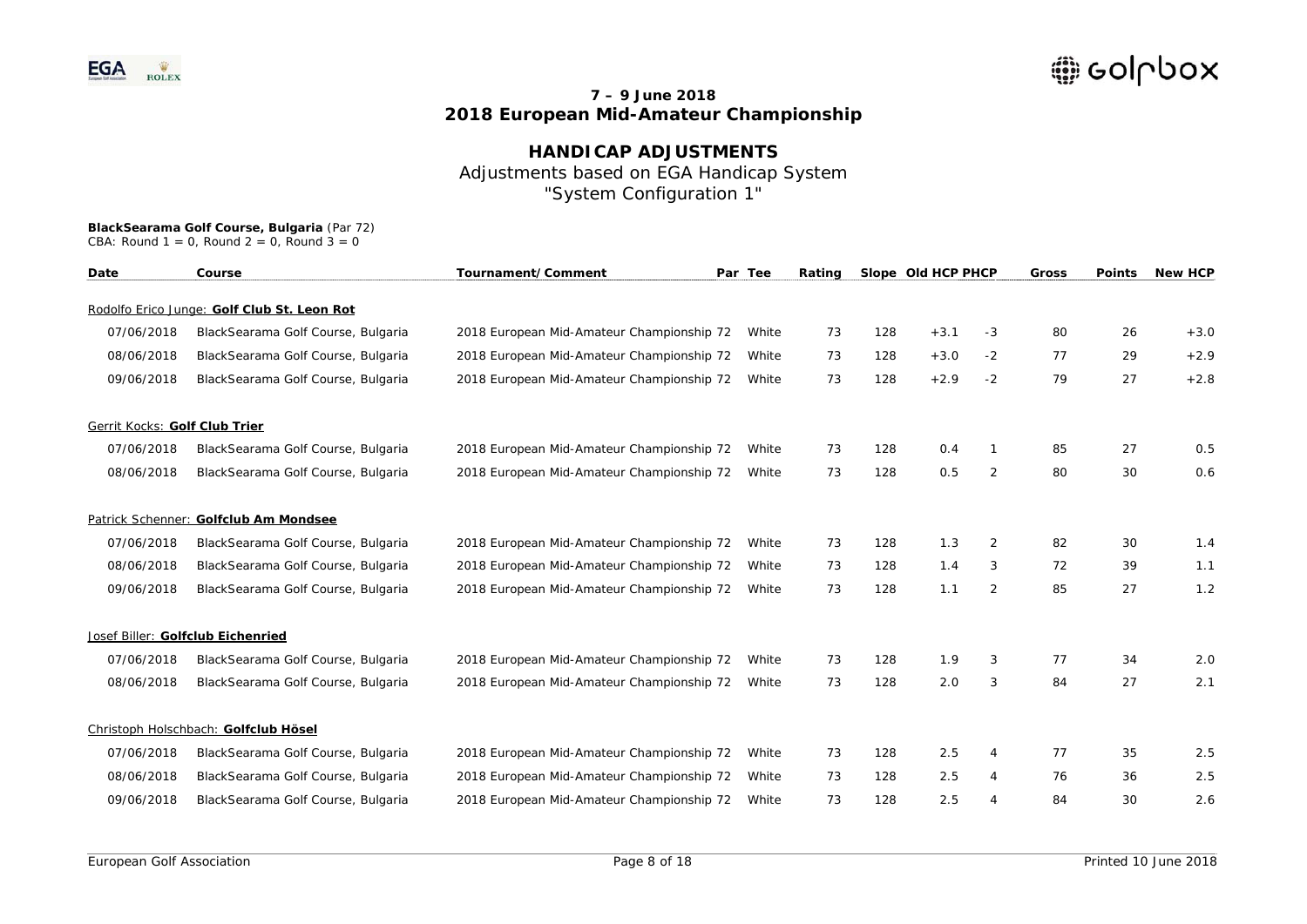**7 – 9 June 2018**
**2018 European Mid-Amateur Championship**

## HANDICAP ADJUSTMENTS

Adjustments based on EGA Handicap System
"System Configuration 1"

**BlackSearama Golf Course, Bulgaria** (Par 72)
CBA: Round 1 = 0, Round 2 = 0, Round 3 = 0

| Date | Course | Tournament/Comment | Par | Tee | Rating | Slope | Old HCP | PHCP | Gross | Points | New HCP |
|---|---|---|---|---|---|---|---|---|---|---|---|
| Rodolfo Erico Junge: **Golf Club St. Leon Rot** | | | | | | | | | | | |
| 07/06/2018 | BlackSearama Golf Course, Bulgaria | 2018 European Mid-Amateur Championship | 72 | White | 73 | 128 | +3.1 | -3 | 80 | 26 | +3.0 |
| 08/06/2018 | BlackSearama Golf Course, Bulgaria | 2018 European Mid-Amateur Championship | 72 | White | 73 | 128 | +3.0 | -2 | 77 | 29 | +2.9 |
| 09/06/2018 | BlackSearama Golf Course, Bulgaria | 2018 European Mid-Amateur Championship | 72 | White | 73 | 128 | +2.9 | -2 | 79 | 27 | +2.8 |
| Gerrit Kocks: **Golf Club Trier** | | | | | | | | | | | |
| 07/06/2018 | BlackSearama Golf Course, Bulgaria | 2018 European Mid-Amateur Championship | 72 | White | 73 | 128 | 0.4 | 1 | 85 | 27 | 0.5 |
| 08/06/2018 | BlackSearama Golf Course, Bulgaria | 2018 European Mid-Amateur Championship | 72 | White | 73 | 128 | 0.5 | 2 | 80 | 30 | 0.6 |
| Patrick Schenner: **Golfclub Am Mondsee** | | | | | | | | | | | |
| 07/06/2018 | BlackSearama Golf Course, Bulgaria | 2018 European Mid-Amateur Championship | 72 | White | 73 | 128 | 1.3 | 2 | 82 | 30 | 1.4 |
| 08/06/2018 | BlackSearama Golf Course, Bulgaria | 2018 European Mid-Amateur Championship | 72 | White | 73 | 128 | 1.4 | 3 | 72 | 39 | 1.1 |
| 09/06/2018 | BlackSearama Golf Course, Bulgaria | 2018 European Mid-Amateur Championship | 72 | White | 73 | 128 | 1.1 | 2 | 85 | 27 | 1.2 |
| Josef Biller: **Golfclub Eichenried** | | | | | | | | | | | |
| 07/06/2018 | BlackSearama Golf Course, Bulgaria | 2018 European Mid-Amateur Championship | 72 | White | 73 | 128 | 1.9 | 3 | 77 | 34 | 2.0 |
| 08/06/2018 | BlackSearama Golf Course, Bulgaria | 2018 European Mid-Amateur Championship | 72 | White | 73 | 128 | 2.0 | 3 | 84 | 27 | 2.1 |
| Christoph Holschbach: **Golfclub Hösel** | | | | | | | | | | | |
| 07/06/2018 | BlackSearama Golf Course, Bulgaria | 2018 European Mid-Amateur Championship | 72 | White | 73 | 128 | 2.5 | 4 | 77 | 35 | 2.5 |
| 08/06/2018 | BlackSearama Golf Course, Bulgaria | 2018 European Mid-Amateur Championship | 72 | White | 73 | 128 | 2.5 | 4 | 76 | 36 | 2.5 |
| 09/06/2018 | BlackSearama Golf Course, Bulgaria | 2018 European Mid-Amateur Championship | 72 | White | 73 | 128 | 2.5 | 4 | 84 | 30 | 2.6 |

European Golf Association — Printed 10 June 2018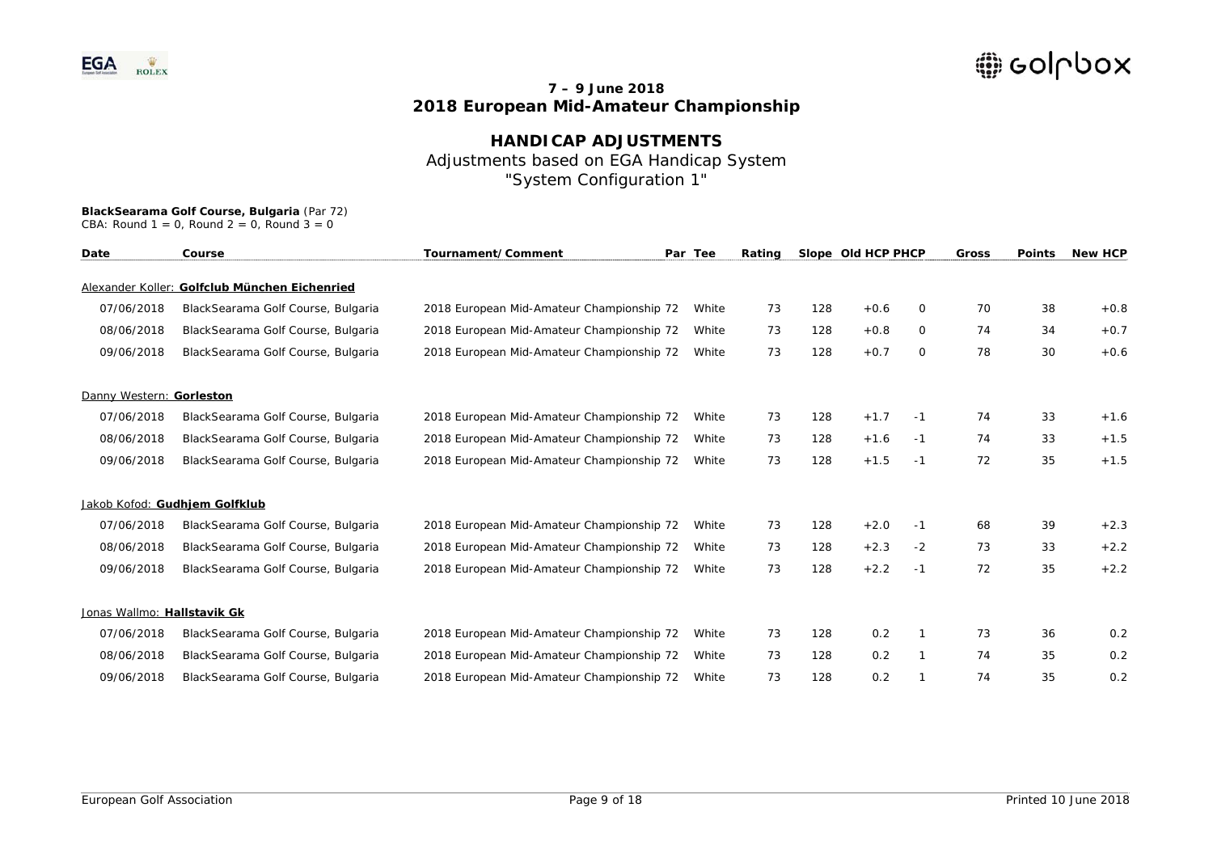**7 – 9 June 2018**
**2018 European Mid-Amateur Championship**

# HANDICAP ADJUSTMENTS

Adjustments based on EGA Handicap System
"System Configuration 1"

**BlackSearama Golf Course, Bulgaria** (Par 72)
CBA: Round 1 = 0, Round 2 = 0, Round 3 = 0

| Date | Course | Tournament/Comment | Par | Tee | Rating | Slope | Old HCP | PHCP | Gross | Points | New HCP |
|---|---|---|---|---|---|---|---|---|---|---|---|
| Alexander Koller: **Golfclub München Eichenried** | | | | | | | | | | | |
| 07/06/2018 | BlackSearama Golf Course, Bulgaria | 2018 European Mid-Amateur Championship | 72 | White | 73 | 128 | +0.6 | 0 | 70 | 38 | +0.8 |
| 08/06/2018 | BlackSearama Golf Course, Bulgaria | 2018 European Mid-Amateur Championship | 72 | White | 73 | 128 | +0.8 | 0 | 74 | 34 | +0.7 |
| 09/06/2018 | BlackSearama Golf Course, Bulgaria | 2018 European Mid-Amateur Championship | 72 | White | 73 | 128 | +0.7 | 0 | 78 | 30 | +0.6 |
| Danny Western: **Gorleston** | | | | | | | | | | | |
| 07/06/2018 | BlackSearama Golf Course, Bulgaria | 2018 European Mid-Amateur Championship | 72 | White | 73 | 128 | +1.7 | -1 | 74 | 33 | +1.6 |
| 08/06/2018 | BlackSearama Golf Course, Bulgaria | 2018 European Mid-Amateur Championship | 72 | White | 73 | 128 | +1.6 | -1 | 74 | 33 | +1.5 |
| 09/06/2018 | BlackSearama Golf Course, Bulgaria | 2018 European Mid-Amateur Championship | 72 | White | 73 | 128 | +1.5 | -1 | 72 | 35 | +1.5 |
| Jakob Kofod: **Gudhjem Golfklub** | | | | | | | | | | | |
| 07/06/2018 | BlackSearama Golf Course, Bulgaria | 2018 European Mid-Amateur Championship | 72 | White | 73 | 128 | +2.0 | -1 | 68 | 39 | +2.3 |
| 08/06/2018 | BlackSearama Golf Course, Bulgaria | 2018 European Mid-Amateur Championship | 72 | White | 73 | 128 | +2.3 | -2 | 73 | 33 | +2.2 |
| 09/06/2018 | BlackSearama Golf Course, Bulgaria | 2018 European Mid-Amateur Championship | 72 | White | 73 | 128 | +2.2 | -1 | 72 | 35 | +2.2 |
| Jonas Wallmo: **Hallstavik Gk** | | | | | | | | | | | |
| 07/06/2018 | BlackSearama Golf Course, Bulgaria | 2018 European Mid-Amateur Championship | 72 | White | 73 | 128 | 0.2 | 1 | 73 | 36 | 0.2 |
| 08/06/2018 | BlackSearama Golf Course, Bulgaria | 2018 European Mid-Amateur Championship | 72 | White | 73 | 128 | 0.2 | 1 | 74 | 35 | 0.2 |
| 09/06/2018 | BlackSearama Golf Course, Bulgaria | 2018 European Mid-Amateur Championship | 72 | White | 73 | 128 | 0.2 | 1 | 74 | 35 | 0.2 |

European Golf Association

Printed 10 June 2018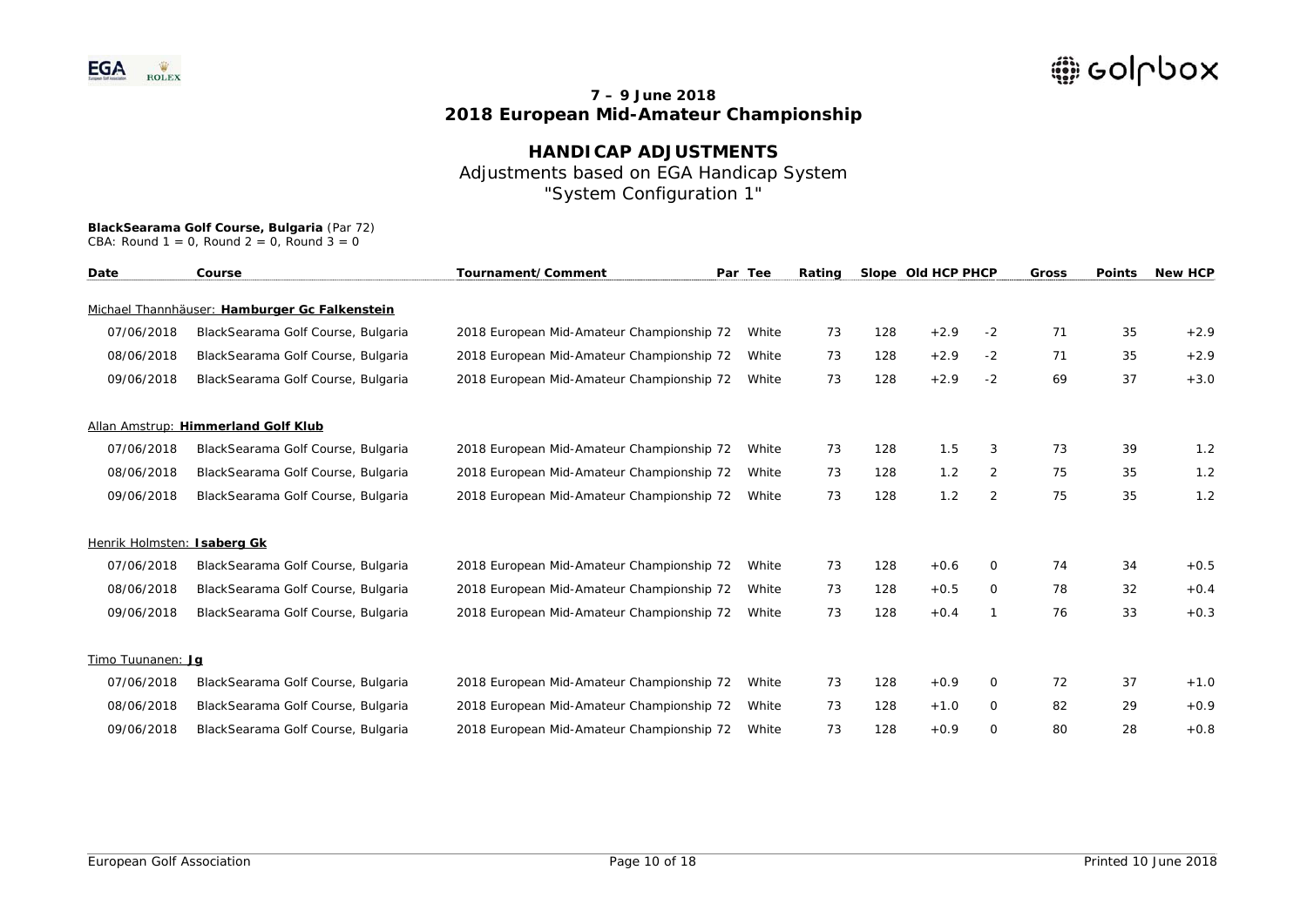## 7 – 9 June 2018
# 2018 European Mid-Amateur Championship

## HANDICAP ADJUSTMENTS
Adjustments based on EGA Handicap System
"System Configuration 1"

**BlackSearama Golf Course, Bulgaria** (Par 72)
CBA: Round 1 = 0, Round 2 = 0, Round 3 = 0

| Date | Course | Tournament/Comment | Par | Tee | Rating | Slope | Old HCP | PHCP | Gross | Points | New HCP |
|---|---|---|---|---|---|---|---|---|---|---|---|
| Michael Thannhäuser: **Hamburger Gc Falkenstein** | | | | | | | | | | | |
| 07/06/2018 | BlackSearama Golf Course, Bulgaria | 2018 European Mid-Amateur Championship | 72 | White | 73 | 128 | +2.9 | -2 | 71 | 35 | +2.9 |
| 08/06/2018 | BlackSearama Golf Course, Bulgaria | 2018 European Mid-Amateur Championship | 72 | White | 73 | 128 | +2.9 | -2 | 71 | 35 | +2.9 |
| 09/06/2018 | BlackSearama Golf Course, Bulgaria | 2018 European Mid-Amateur Championship | 72 | White | 73 | 128 | +2.9 | -2 | 69 | 37 | +3.0 |
| Allan Amstrup: **Himmerland Golf Klub** | | | | | | | | | | | |
| 07/06/2018 | BlackSearama Golf Course, Bulgaria | 2018 European Mid-Amateur Championship | 72 | White | 73 | 128 | 1.5 | 3 | 73 | 39 | 1.2 |
| 08/06/2018 | BlackSearama Golf Course, Bulgaria | 2018 European Mid-Amateur Championship | 72 | White | 73 | 128 | 1.2 | 2 | 75 | 35 | 1.2 |
| 09/06/2018 | BlackSearama Golf Course, Bulgaria | 2018 European Mid-Amateur Championship | 72 | White | 73 | 128 | 1.2 | 2 | 75 | 35 | 1.2 |
| Henrik Holmsten: **Isaberg Gk** | | | | | | | | | | | |
| 07/06/2018 | BlackSearama Golf Course, Bulgaria | 2018 European Mid-Amateur Championship | 72 | White | 73 | 128 | +0.6 | 0 | 74 | 34 | +0.5 |
| 08/06/2018 | BlackSearama Golf Course, Bulgaria | 2018 European Mid-Amateur Championship | 72 | White | 73 | 128 | +0.5 | 0 | 78 | 32 | +0.4 |
| 09/06/2018 | BlackSearama Golf Course, Bulgaria | 2018 European Mid-Amateur Championship | 72 | White | 73 | 128 | +0.4 | 1 | 76 | 33 | +0.3 |
| Timo Tuunanen: **Jg** | | | | | | | | | | | |
| 07/06/2018 | BlackSearama Golf Course, Bulgaria | 2018 European Mid-Amateur Championship | 72 | White | 73 | 128 | +0.9 | 0 | 72 | 37 | +1.0 |
| 08/06/2018 | BlackSearama Golf Course, Bulgaria | 2018 European Mid-Amateur Championship | 72 | White | 73 | 128 | +1.0 | 0 | 82 | 29 | +0.9 |
| 09/06/2018 | BlackSearama Golf Course, Bulgaria | 2018 European Mid-Amateur Championship | 72 | White | 73 | 128 | +0.9 | 0 | 80 | 28 | +0.8 |

European Golf Association — Printed 10 June 2018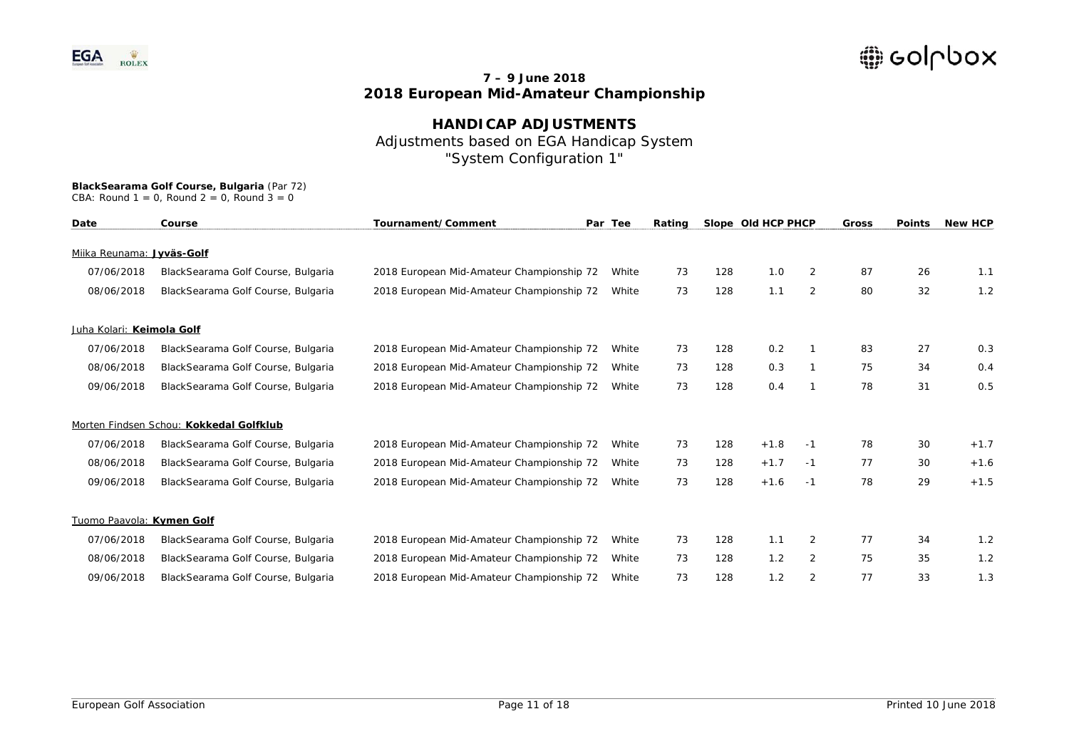**7 – 9 June 2018**
**2018 European Mid-Amateur Championship**

## HANDICAP ADJUSTMENTS

Adjustments based on EGA Handicap System
"System Configuration 1"

**BlackSearama Golf Course, Bulgaria** (Par 72)
CBA: Round 1 = 0, Round 2 = 0, Round 3 = 0

| Date | Course | Tournament/Comment | Par | Tee | Rating | Slope | Old HCP | PHCP | Gross | Points | New HCP |
|---|---|---|---|---|---|---|---|---|---|---|---|
| Miika Reunama: **Jyväs-Golf** | | | | | | | | | | | |
| 07/06/2018 | BlackSearama Golf Course, Bulgaria | 2018 European Mid-Amateur Championship | 72 | White | 73 | 128 | 1.0 | 2 | 87 | 26 | 1.1 |
| 08/06/2018 | BlackSearama Golf Course, Bulgaria | 2018 European Mid-Amateur Championship | 72 | White | 73 | 128 | 1.1 | 2 | 80 | 32 | 1.2 |
| Juha Kolari: **Keimola Golf** | | | | | | | | | | | |
| 07/06/2018 | BlackSearama Golf Course, Bulgaria | 2018 European Mid-Amateur Championship | 72 | White | 73 | 128 | 0.2 | 1 | 83 | 27 | 0.3 |
| 08/06/2018 | BlackSearama Golf Course, Bulgaria | 2018 European Mid-Amateur Championship | 72 | White | 73 | 128 | 0.3 | 1 | 75 | 34 | 0.4 |
| 09/06/2018 | BlackSearama Golf Course, Bulgaria | 2018 European Mid-Amateur Championship | 72 | White | 73 | 128 | 0.4 | 1 | 78 | 31 | 0.5 |
| Morten Findsen Schou: **Kokkedal Golfklub** | | | | | | | | | | | |
| 07/06/2018 | BlackSearama Golf Course, Bulgaria | 2018 European Mid-Amateur Championship | 72 | White | 73 | 128 | +1.8 | -1 | 78 | 30 | +1.7 |
| 08/06/2018 | BlackSearama Golf Course, Bulgaria | 2018 European Mid-Amateur Championship | 72 | White | 73 | 128 | +1.7 | -1 | 77 | 30 | +1.6 |
| 09/06/2018 | BlackSearama Golf Course, Bulgaria | 2018 European Mid-Amateur Championship | 72 | White | 73 | 128 | +1.6 | -1 | 78 | 29 | +1.5 |
| Tuomo Paavola: **Kymen Golf** | | | | | | | | | | | |
| 07/06/2018 | BlackSearama Golf Course, Bulgaria | 2018 European Mid-Amateur Championship | 72 | White | 73 | 128 | 1.1 | 2 | 77 | 34 | 1.2 |
| 08/06/2018 | BlackSearama Golf Course, Bulgaria | 2018 European Mid-Amateur Championship | 72 | White | 73 | 128 | 1.2 | 2 | 75 | 35 | 1.2 |
| 09/06/2018 | BlackSearama Golf Course, Bulgaria | 2018 European Mid-Amateur Championship | 72 | White | 73 | 128 | 1.2 | 2 | 77 | 33 | 1.3 |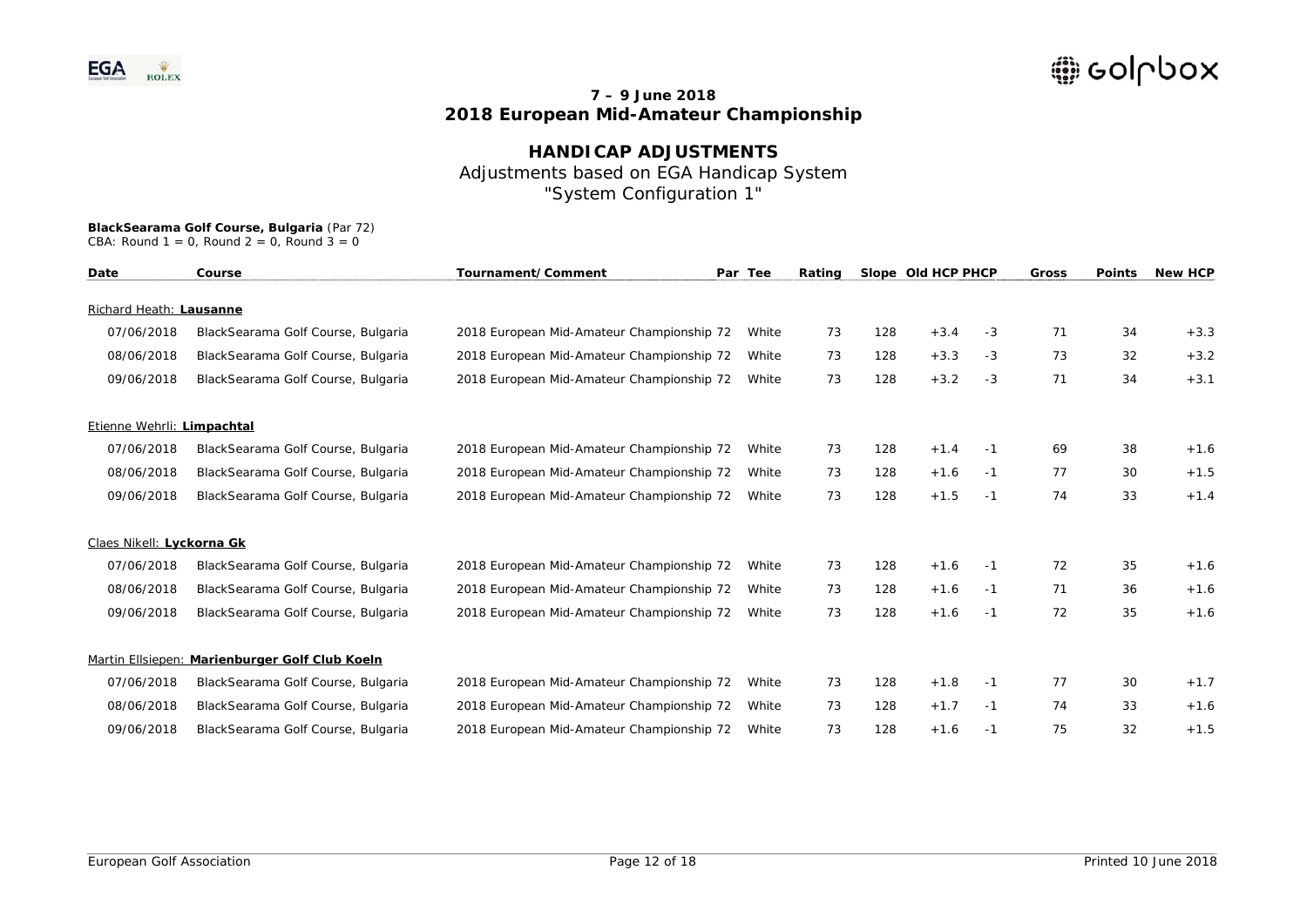**7 – 9 June 2018**
**2018 European Mid-Amateur Championship**

# HANDICAP ADJUSTMENTS

Adjustments based on EGA Handicap System
"System Configuration 1"

**BlackSearama Golf Course, Bulgaria** (Par 72)
CBA: Round 1 = 0, Round 2 = 0, Round 3 = 0

| Date | Course | Tournament/Comment | Par | Tee | Rating | Slope | Old HCP | PHCP | Gross | Points | New HCP |
|---|---|---|---|---|---|---|---|---|---|---|---|
| Richard Heath: **Lausanne** | | | | | | | | | | | |
| 07/06/2018 | BlackSearama Golf Course, Bulgaria | 2018 European Mid-Amateur Championship | 72 | White | 73 | 128 | +3.4 | -3 | 71 | 34 | +3.3 |
| 08/06/2018 | BlackSearama Golf Course, Bulgaria | 2018 European Mid-Amateur Championship | 72 | White | 73 | 128 | +3.3 | -3 | 73 | 32 | +3.2 |
| 09/06/2018 | BlackSearama Golf Course, Bulgaria | 2018 European Mid-Amateur Championship | 72 | White | 73 | 128 | +3.2 | -3 | 71 | 34 | +3.1 |
| Etienne Wehrli: **Limpachtal** | | | | | | | | | | | |
| 07/06/2018 | BlackSearama Golf Course, Bulgaria | 2018 European Mid-Amateur Championship | 72 | White | 73 | 128 | +1.4 | -1 | 69 | 38 | +1.6 |
| 08/06/2018 | BlackSearama Golf Course, Bulgaria | 2018 European Mid-Amateur Championship | 72 | White | 73 | 128 | +1.6 | -1 | 77 | 30 | +1.5 |
| 09/06/2018 | BlackSearama Golf Course, Bulgaria | 2018 European Mid-Amateur Championship | 72 | White | 73 | 128 | +1.5 | -1 | 74 | 33 | +1.4 |
| Claes Nikell: **Lyckorna Gk** | | | | | | | | | | | |
| 07/06/2018 | BlackSearama Golf Course, Bulgaria | 2018 European Mid-Amateur Championship | 72 | White | 73 | 128 | +1.6 | -1 | 72 | 35 | +1.6 |
| 08/06/2018 | BlackSearama Golf Course, Bulgaria | 2018 European Mid-Amateur Championship | 72 | White | 73 | 128 | +1.6 | -1 | 71 | 36 | +1.6 |
| 09/06/2018 | BlackSearama Golf Course, Bulgaria | 2018 European Mid-Amateur Championship | 72 | White | 73 | 128 | +1.6 | -1 | 72 | 35 | +1.6 |
| Martin Ellsiepen: **Marienburger Golf Club Koeln** | | | | | | | | | | | |
| 07/06/2018 | BlackSearama Golf Course, Bulgaria | 2018 European Mid-Amateur Championship | 72 | White | 73 | 128 | +1.8 | -1 | 77 | 30 | +1.7 |
| 08/06/2018 | BlackSearama Golf Course, Bulgaria | 2018 European Mid-Amateur Championship | 72 | White | 73 | 128 | +1.7 | -1 | 74 | 33 | +1.6 |
| 09/06/2018 | BlackSearama Golf Course, Bulgaria | 2018 European Mid-Amateur Championship | 72 | White | 73 | 128 | +1.6 | -1 | 75 | 32 | +1.5 |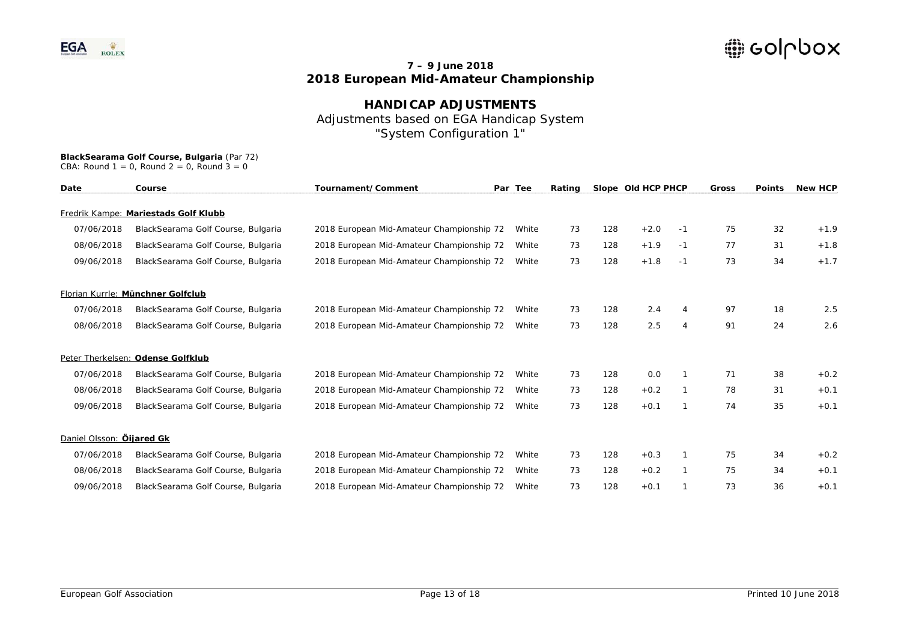**7 – 9 June 2018**
**2018 European Mid-Amateur Championship**

# HANDICAP ADJUSTMENTS

Adjustments based on EGA Handicap System
"System Configuration 1"

**BlackSearama Golf Course, Bulgaria** (Par 72)
CBA: Round 1 = 0, Round 2 = 0, Round 3 = 0

| Date | Course | Tournament/Comment | Par | Tee | Rating | Slope | Old HCP | PHCP | Gross | Points | New HCP |
|---|---|---|---|---|---|---|---|---|---|---|---|
| Fredrik Kampe: **Mariestads Golf Klubb** | | | | | | | | | | | |
| 07/06/2018 | BlackSearama Golf Course, Bulgaria | 2018 European Mid-Amateur Championship | 72 | White | 73 | 128 | +2.0 | -1 | 75 | 32 | +1.9 |
| 08/06/2018 | BlackSearama Golf Course, Bulgaria | 2018 European Mid-Amateur Championship | 72 | White | 73 | 128 | +1.9 | -1 | 77 | 31 | +1.8 |
| 09/06/2018 | BlackSearama Golf Course, Bulgaria | 2018 European Mid-Amateur Championship | 72 | White | 73 | 128 | +1.8 | -1 | 73 | 34 | +1.7 |
| Florian Kurrle: **Münchner Golfclub** | | | | | | | | | | | |
| 07/06/2018 | BlackSearama Golf Course, Bulgaria | 2018 European Mid-Amateur Championship | 72 | White | 73 | 128 | 2.4 | 4 | 97 | 18 | 2.5 |
| 08/06/2018 | BlackSearama Golf Course, Bulgaria | 2018 European Mid-Amateur Championship | 72 | White | 73 | 128 | 2.5 | 4 | 91 | 24 | 2.6 |
| Peter Therkelsen: **Odense Golfklub** | | | | | | | | | | | |
| 07/06/2018 | BlackSearama Golf Course, Bulgaria | 2018 European Mid-Amateur Championship | 72 | White | 73 | 128 | 0.0 | 1 | 71 | 38 | +0.2 |
| 08/06/2018 | BlackSearama Golf Course, Bulgaria | 2018 European Mid-Amateur Championship | 72 | White | 73 | 128 | +0.2 | 1 | 78 | 31 | +0.1 |
| 09/06/2018 | BlackSearama Golf Course, Bulgaria | 2018 European Mid-Amateur Championship | 72 | White | 73 | 128 | +0.1 | 1 | 74 | 35 | +0.1 |
| Daniel Olsson: **Öijared Gk** | | | | | | | | | | | |
| 07/06/2018 | BlackSearama Golf Course, Bulgaria | 2018 European Mid-Amateur Championship | 72 | White | 73 | 128 | +0.3 | 1 | 75 | 34 | +0.2 |
| 08/06/2018 | BlackSearama Golf Course, Bulgaria | 2018 European Mid-Amateur Championship | 72 | White | 73 | 128 | +0.2 | 1 | 75 | 34 | +0.1 |
| 09/06/2018 | BlackSearama Golf Course, Bulgaria | 2018 European Mid-Amateur Championship | 72 | White | 73 | 128 | +0.1 | 1 | 73 | 36 | +0.1 |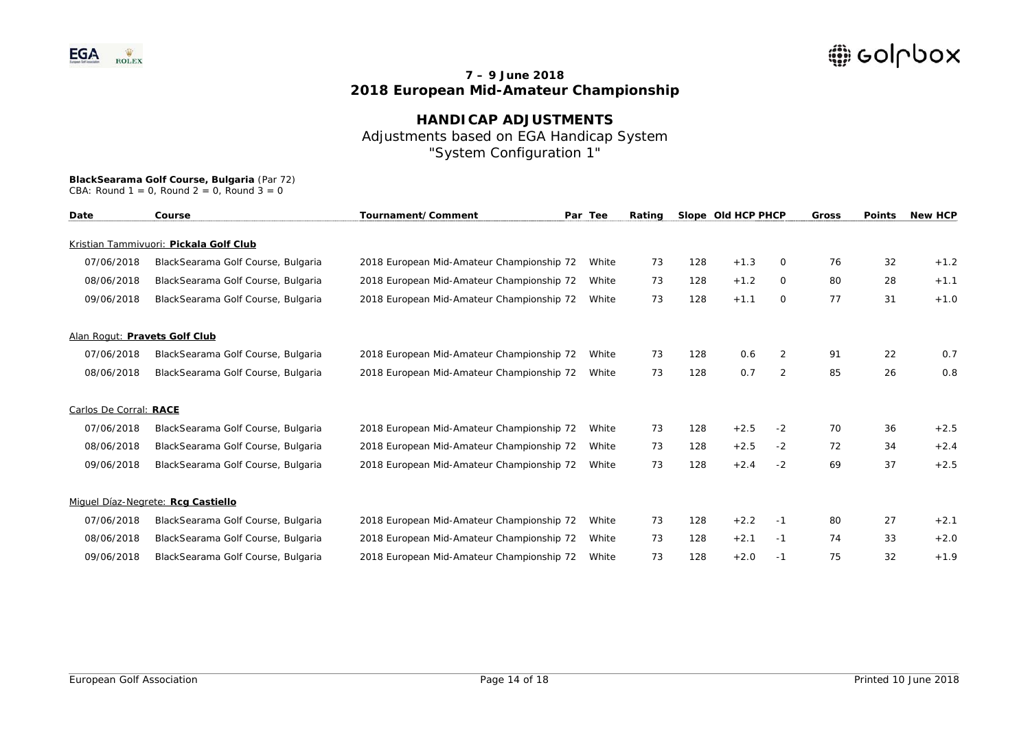**7 – 9 June 2018**
**2018 European Mid-Amateur Championship**

# HANDICAP ADJUSTMENTS

Adjustments based on EGA Handicap System
"System Configuration 1"

**BlackSearama Golf Course, Bulgaria** (Par 72)
CBA: Round 1 = 0, Round 2 = 0, Round 3 = 0

| Date | Course | Tournament/Comment | Par | Tee | Rating | Slope | Old HCP | PHCP | Gross | Points | New HCP |
|---|---|---|---|---|---|---|---|---|---|---|---|
| Kristian Tammivuori: **Pickala Golf Club** | | | | | | | | | | | |
| 07/06/2018 | BlackSearama Golf Course, Bulgaria | 2018 European Mid-Amateur Championship | 72 | White | 73 | 128 | +1.3 | 0 | 76 | 32 | +1.2 |
| 08/06/2018 | BlackSearama Golf Course, Bulgaria | 2018 European Mid-Amateur Championship | 72 | White | 73 | 128 | +1.2 | 0 | 80 | 28 | +1.1 |
| 09/06/2018 | BlackSearama Golf Course, Bulgaria | 2018 European Mid-Amateur Championship | 72 | White | 73 | 128 | +1.1 | 0 | 77 | 31 | +1.0 |
| Alan Rogut: **Pravets Golf Club** | | | | | | | | | | | |
| 07/06/2018 | BlackSearama Golf Course, Bulgaria | 2018 European Mid-Amateur Championship | 72 | White | 73 | 128 | 0.6 | 2 | 91 | 22 | 0.7 |
| 08/06/2018 | BlackSearama Golf Course, Bulgaria | 2018 European Mid-Amateur Championship | 72 | White | 73 | 128 | 0.7 | 2 | 85 | 26 | 0.8 |
| Carlos De Corral: **RACE** | | | | | | | | | | | |
| 07/06/2018 | BlackSearama Golf Course, Bulgaria | 2018 European Mid-Amateur Championship | 72 | White | 73 | 128 | +2.5 | -2 | 70 | 36 | +2.5 |
| 08/06/2018 | BlackSearama Golf Course, Bulgaria | 2018 European Mid-Amateur Championship | 72 | White | 73 | 128 | +2.5 | -2 | 72 | 34 | +2.4 |
| 09/06/2018 | BlackSearama Golf Course, Bulgaria | 2018 European Mid-Amateur Championship | 72 | White | 73 | 128 | +2.4 | -2 | 69 | 37 | +2.5 |
| Miguel Díaz-Negrete: **Rcg Castiello** | | | | | | | | | | | |
| 07/06/2018 | BlackSearama Golf Course, Bulgaria | 2018 European Mid-Amateur Championship | 72 | White | 73 | 128 | +2.2 | -1 | 80 | 27 | +2.1 |
| 08/06/2018 | BlackSearama Golf Course, Bulgaria | 2018 European Mid-Amateur Championship | 72 | White | 73 | 128 | +2.1 | -1 | 74 | 33 | +2.0 |
| 09/06/2018 | BlackSearama Golf Course, Bulgaria | 2018 European Mid-Amateur Championship | 72 | White | 73 | 128 | +2.0 | -1 | 75 | 32 | +1.9 |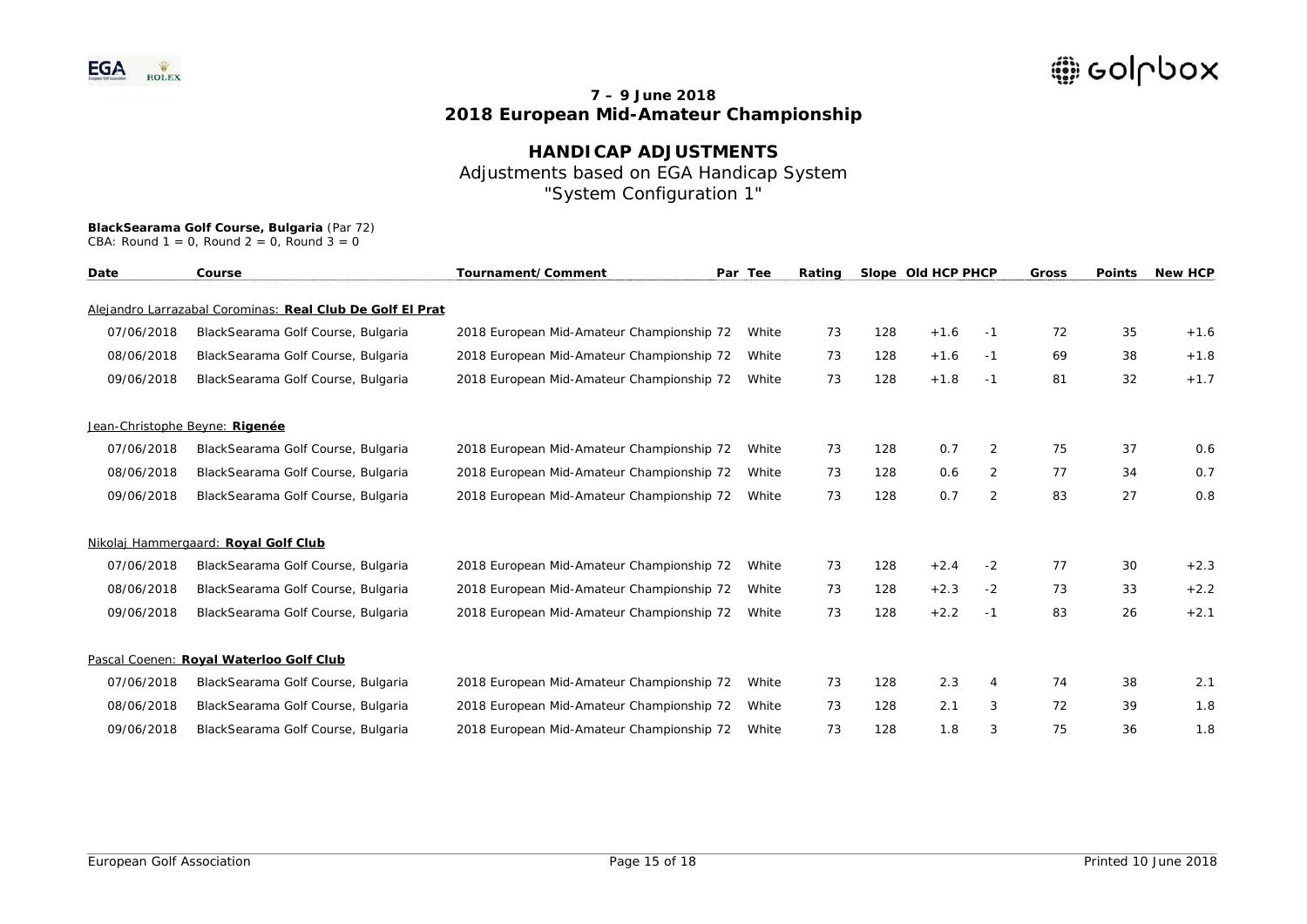**7 – 9 June 2018**
**2018 European Mid-Amateur Championship**

# HANDICAP ADJUSTMENTS

Adjustments based on EGA Handicap System
"System Configuration 1"

**BlackSearama Golf Course, Bulgaria** (Par 72)
CBA: Round 1 = 0, Round 2 = 0, Round 3 = 0

| Date | Course | Tournament/Comment | Par | Tee | Rating | Slope | Old HCP | PHCP | Gross | Points | New HCP |
|---|---|---|---|---|---|---|---|---|---|---|---|
| Alejandro Larrazabal Corominas: **Real Club De Golf El Prat** | | | | | | | | | | | |
| 07/06/2018 | BlackSearama Golf Course, Bulgaria | 2018 European Mid-Amateur Championship | 72 | White | 73 | 128 | +1.6 | -1 | 72 | 35 | +1.6 |
| 08/06/2018 | BlackSearama Golf Course, Bulgaria | 2018 European Mid-Amateur Championship | 72 | White | 73 | 128 | +1.6 | -1 | 69 | 38 | +1.8 |
| 09/06/2018 | BlackSearama Golf Course, Bulgaria | 2018 European Mid-Amateur Championship | 72 | White | 73 | 128 | +1.8 | -1 | 81 | 32 | +1.7 |
| Jean-Christophe Beyne: **Rigenée** | | | | | | | | | | | |
| 07/06/2018 | BlackSearama Golf Course, Bulgaria | 2018 European Mid-Amateur Championship | 72 | White | 73 | 128 | 0.7 | 2 | 75 | 37 | 0.6 |
| 08/06/2018 | BlackSearama Golf Course, Bulgaria | 2018 European Mid-Amateur Championship | 72 | White | 73 | 128 | 0.6 | 2 | 77 | 34 | 0.7 |
| 09/06/2018 | BlackSearama Golf Course, Bulgaria | 2018 European Mid-Amateur Championship | 72 | White | 73 | 128 | 0.7 | 2 | 83 | 27 | 0.8 |
| Nikolaj Hammergaard: **Royal Golf Club** | | | | | | | | | | | |
| 07/06/2018 | BlackSearama Golf Course, Bulgaria | 2018 European Mid-Amateur Championship | 72 | White | 73 | 128 | +2.4 | -2 | 77 | 30 | +2.3 |
| 08/06/2018 | BlackSearama Golf Course, Bulgaria | 2018 European Mid-Amateur Championship | 72 | White | 73 | 128 | +2.3 | -2 | 73 | 33 | +2.2 |
| 09/06/2018 | BlackSearama Golf Course, Bulgaria | 2018 European Mid-Amateur Championship | 72 | White | 73 | 128 | +2.2 | -1 | 83 | 26 | +2.1 |
| Pascal Coenen: **Royal Waterloo Golf Club** | | | | | | | | | | | |
| 07/06/2018 | BlackSearama Golf Course, Bulgaria | 2018 European Mid-Amateur Championship | 72 | White | 73 | 128 | 2.3 | 4 | 74 | 38 | 2.1 |
| 08/06/2018 | BlackSearama Golf Course, Bulgaria | 2018 European Mid-Amateur Championship | 72 | White | 73 | 128 | 2.1 | 3 | 72 | 39 | 1.8 |
| 09/06/2018 | BlackSearama Golf Course, Bulgaria | 2018 European Mid-Amateur Championship | 72 | White | 73 | 128 | 1.8 | 3 | 75 | 36 | 1.8 |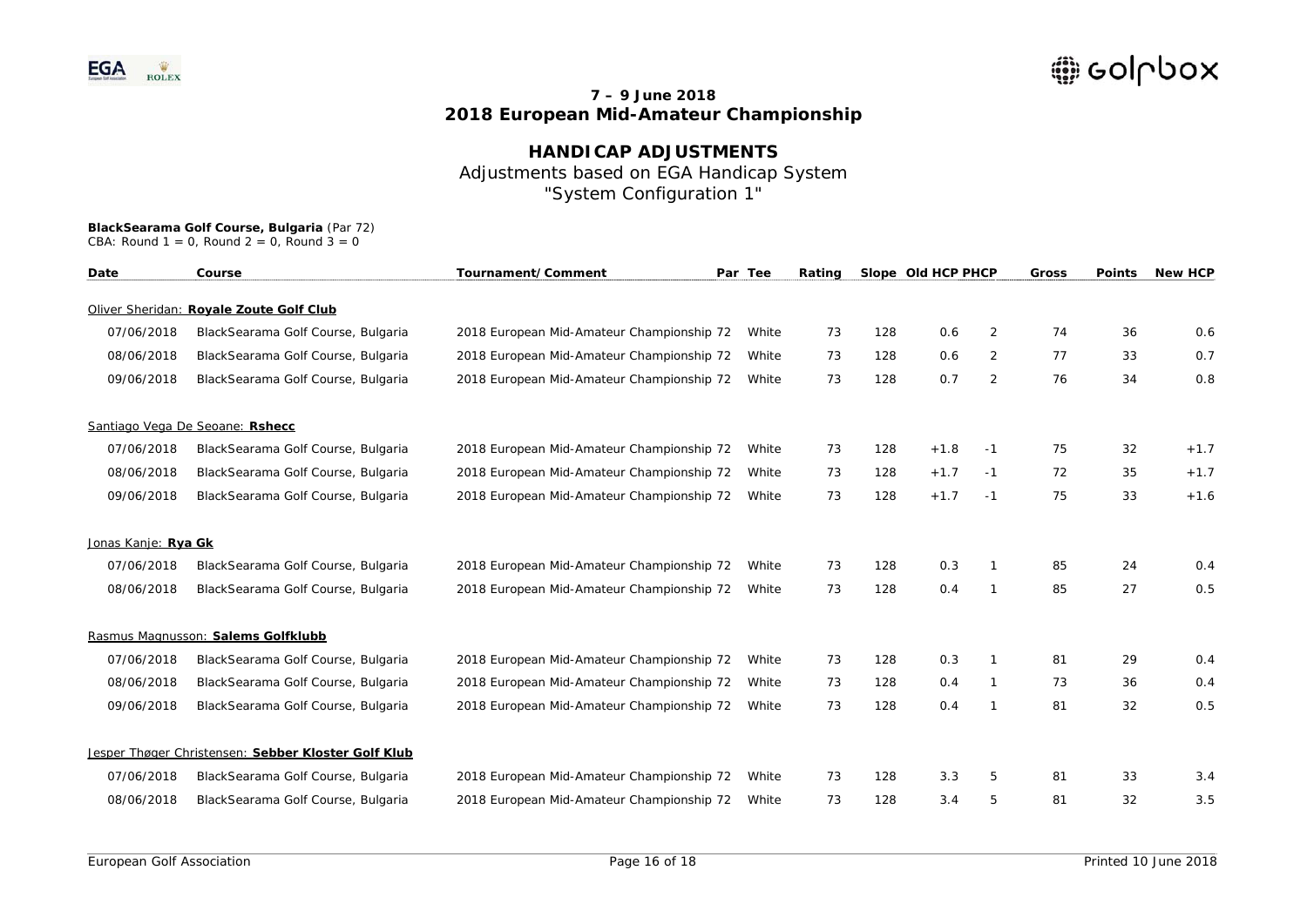# 7 – 9 June 2018
# 2018 European Mid-Amateur Championship

## HANDICAP ADJUSTMENTS

Adjustments based on EGA Handicap System
"System Configuration 1"

**BlackSearama Golf Course, Bulgaria** (Par 72)
CBA: Round 1 = 0, Round 2 = 0, Round 3 = 0

| Date | Course | Tournament/Comment | Par | Tee | Rating | Slope | Old HCP | PHCP | Gross | Points | New HCP |
|---|---|---|---|---|---|---|---|---|---|---|---|
| Oliver Sheridan: **Royale Zoute Golf Club** | | | | | | | | | | | |
| 07/06/2018 | BlackSearama Golf Course, Bulgaria | 2018 European Mid-Amateur Championship | 72 | White | 73 | 128 | 0.6 | 2 | 74 | 36 | 0.6 |
| 08/06/2018 | BlackSearama Golf Course, Bulgaria | 2018 European Mid-Amateur Championship | 72 | White | 73 | 128 | 0.6 | 2 | 77 | 33 | 0.7 |
| 09/06/2018 | BlackSearama Golf Course, Bulgaria | 2018 European Mid-Amateur Championship | 72 | White | 73 | 128 | 0.7 | 2 | 76 | 34 | 0.8 |
| Santiago Vega De Seoane: **Rshecc** | | | | | | | | | | | |
| 07/06/2018 | BlackSearama Golf Course, Bulgaria | 2018 European Mid-Amateur Championship | 72 | White | 73 | 128 | +1.8 | -1 | 75 | 32 | +1.7 |
| 08/06/2018 | BlackSearama Golf Course, Bulgaria | 2018 European Mid-Amateur Championship | 72 | White | 73 | 128 | +1.7 | -1 | 72 | 35 | +1.7 |
| 09/06/2018 | BlackSearama Golf Course, Bulgaria | 2018 European Mid-Amateur Championship | 72 | White | 73 | 128 | +1.7 | -1 | 75 | 33 | +1.6 |
| Jonas Kanje: **Rya Gk** | | | | | | | | | | | |
| 07/06/2018 | BlackSearama Golf Course, Bulgaria | 2018 European Mid-Amateur Championship | 72 | White | 73 | 128 | 0.3 | 1 | 85 | 24 | 0.4 |
| 08/06/2018 | BlackSearama Golf Course, Bulgaria | 2018 European Mid-Amateur Championship | 72 | White | 73 | 128 | 0.4 | 1 | 85 | 27 | 0.5 |
| Rasmus Magnusson: **Salems Golfklubb** | | | | | | | | | | | |
| 07/06/2018 | BlackSearama Golf Course, Bulgaria | 2018 European Mid-Amateur Championship | 72 | White | 73 | 128 | 0.3 | 1 | 81 | 29 | 0.4 |
| 08/06/2018 | BlackSearama Golf Course, Bulgaria | 2018 European Mid-Amateur Championship | 72 | White | 73 | 128 | 0.4 | 1 | 73 | 36 | 0.4 |
| 09/06/2018 | BlackSearama Golf Course, Bulgaria | 2018 European Mid-Amateur Championship | 72 | White | 73 | 128 | 0.4 | 1 | 81 | 32 | 0.5 |
| Jesper Thøger Christensen: **Sebber Kloster Golf Klub** | | | | | | | | | | | |
| 07/06/2018 | BlackSearama Golf Course, Bulgaria | 2018 European Mid-Amateur Championship | 72 | White | 73 | 128 | 3.3 | 5 | 81 | 33 | 3.4 |
| 08/06/2018 | BlackSearama Golf Course, Bulgaria | 2018 European Mid-Amateur Championship | 72 | White | 73 | 128 | 3.4 | 5 | 81 | 32 | 3.5 |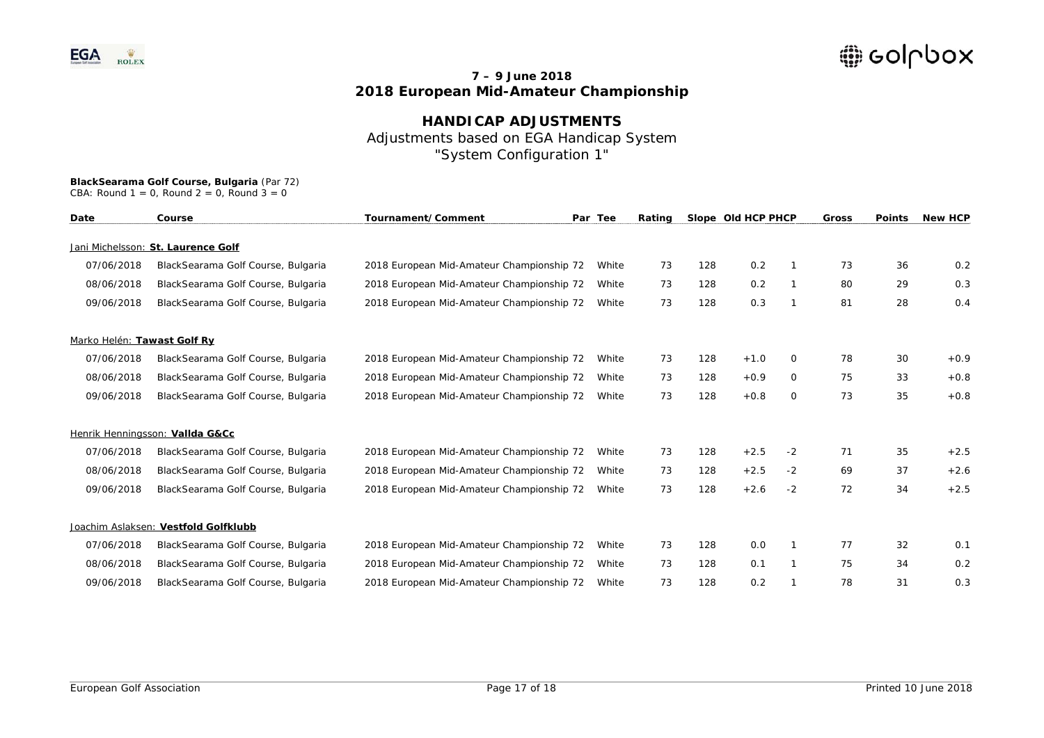**7 – 9 June 2018**
**2018 European Mid-Amateur Championship**

# HANDICAP ADJUSTMENTS

Adjustments based on EGA Handicap System
"System Configuration 1"

**BlackSearama Golf Course, Bulgaria** (Par 72)
CBA: Round 1 = 0, Round 2 = 0, Round 3 = 0

| Date | Course | Tournament/Comment | Par | Tee | Rating | Slope | Old HCP | PHCP | Gross | Points | New HCP |
|---|---|---|---|---|---|---|---|---|---|---|---|
| Jani Michelsson: **St. Laurence Golf** | | | | | | | | | | | |
| 07/06/2018 | BlackSearama Golf Course, Bulgaria | 2018 European Mid-Amateur Championship | 72 | White | 73 | 128 | 0.2 | 1 | 73 | 36 | 0.2 |
| 08/06/2018 | BlackSearama Golf Course, Bulgaria | 2018 European Mid-Amateur Championship | 72 | White | 73 | 128 | 0.2 | 1 | 80 | 29 | 0.3 |
| 09/06/2018 | BlackSearama Golf Course, Bulgaria | 2018 European Mid-Amateur Championship | 72 | White | 73 | 128 | 0.3 | 1 | 81 | 28 | 0.4 |
| Marko Helén: **Tawast Golf Ry** | | | | | | | | | | | |
| 07/06/2018 | BlackSearama Golf Course, Bulgaria | 2018 European Mid-Amateur Championship | 72 | White | 73 | 128 | +1.0 | 0 | 78 | 30 | +0.9 |
| 08/06/2018 | BlackSearama Golf Course, Bulgaria | 2018 European Mid-Amateur Championship | 72 | White | 73 | 128 | +0.9 | 0 | 75 | 33 | +0.8 |
| 09/06/2018 | BlackSearama Golf Course, Bulgaria | 2018 European Mid-Amateur Championship | 72 | White | 73 | 128 | +0.8 | 0 | 73 | 35 | +0.8 |
| Henrik Henningsson: **Vallda G&Cc** | | | | | | | | | | | |
| 07/06/2018 | BlackSearama Golf Course, Bulgaria | 2018 European Mid-Amateur Championship | 72 | White | 73 | 128 | +2.5 | -2 | 71 | 35 | +2.5 |
| 08/06/2018 | BlackSearama Golf Course, Bulgaria | 2018 European Mid-Amateur Championship | 72 | White | 73 | 128 | +2.5 | -2 | 69 | 37 | +2.6 |
| 09/06/2018 | BlackSearama Golf Course, Bulgaria | 2018 European Mid-Amateur Championship | 72 | White | 73 | 128 | +2.6 | -2 | 72 | 34 | +2.5 |
| Joachim Aslaksen: **Vestfold Golfklubb** | | | | | | | | | | | |
| 07/06/2018 | BlackSearama Golf Course, Bulgaria | 2018 European Mid-Amateur Championship | 72 | White | 73 | 128 | 0.0 | 1 | 77 | 32 | 0.1 |
| 08/06/2018 | BlackSearama Golf Course, Bulgaria | 2018 European Mid-Amateur Championship | 72 | White | 73 | 128 | 0.1 | 1 | 75 | 34 | 0.2 |
| 09/06/2018 | BlackSearama Golf Course, Bulgaria | 2018 European Mid-Amateur Championship | 72 | White | 73 | 128 | 0.2 | 1 | 78 | 31 | 0.3 |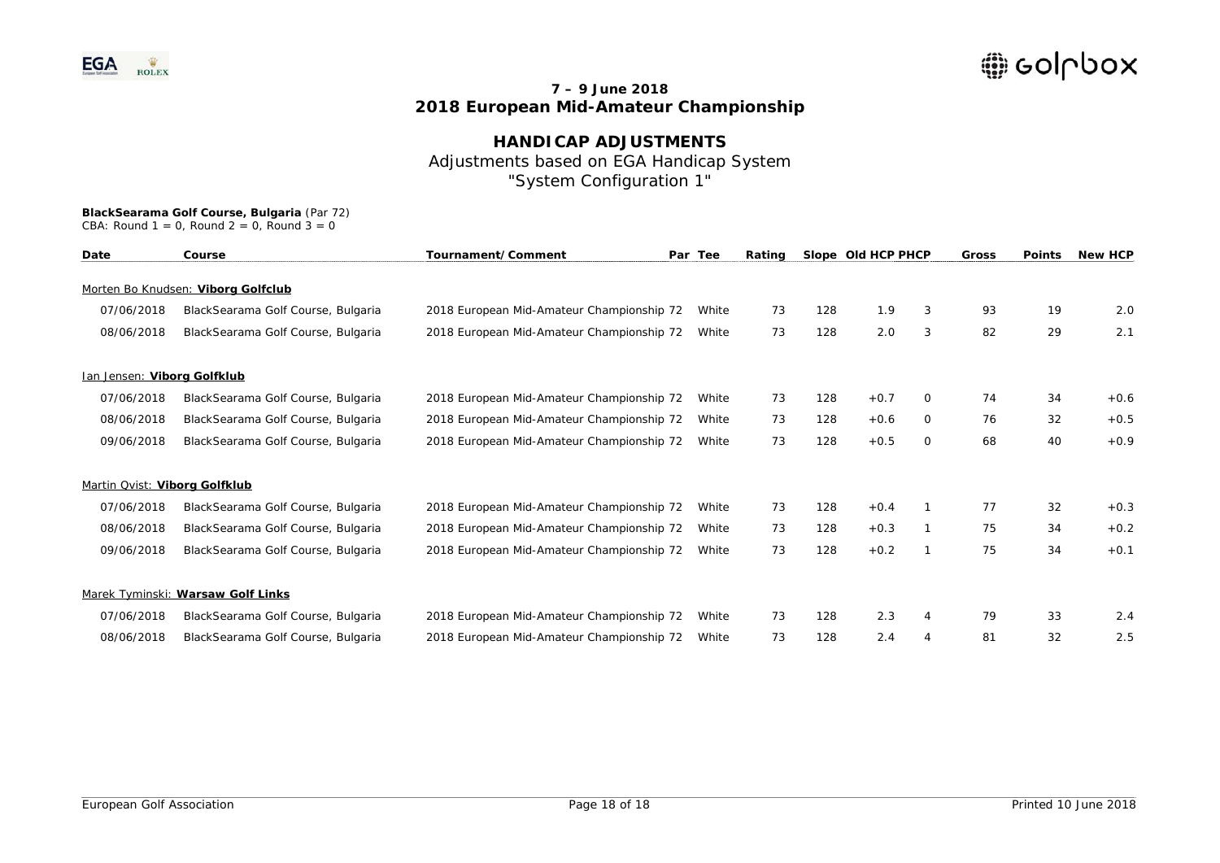## 7 – 9 June 2018
## 2018 European Mid-Amateur Championship

# HANDICAP ADJUSTMENTS

Adjustments based on EGA Handicap System
"System Configuration 1"

**BlackSearama Golf Course, Bulgaria** (Par 72)
CBA: Round 1 = 0, Round 2 = 0, Round 3 = 0

| Date | Course | Tournament/Comment | Par | Tee | Rating | Slope | Old HCP | PHCP | Gross | Points | New HCP |
|---|---|---|---|---|---|---|---|---|---|---|---|
| Morten Bo Knudsen: **Viborg Golfclub** | | | | | | | | | | | |
| 07/06/2018 | BlackSearama Golf Course, Bulgaria | 2018 European Mid-Amateur Championship | 72 | White | 73 | 128 | 1.9 | 3 | 93 | 19 | 2.0 |
| 08/06/2018 | BlackSearama Golf Course, Bulgaria | 2018 European Mid-Amateur Championship | 72 | White | 73 | 128 | 2.0 | 3 | 82 | 29 | 2.1 |
| Ian Jensen: **Viborg Golfklub** | | | | | | | | | | | |
| 07/06/2018 | BlackSearama Golf Course, Bulgaria | 2018 European Mid-Amateur Championship | 72 | White | 73 | 128 | +0.7 | 0 | 74 | 34 | +0.6 |
| 08/06/2018 | BlackSearama Golf Course, Bulgaria | 2018 European Mid-Amateur Championship | 72 | White | 73 | 128 | +0.6 | 0 | 76 | 32 | +0.5 |
| 09/06/2018 | BlackSearama Golf Course, Bulgaria | 2018 European Mid-Amateur Championship | 72 | White | 73 | 128 | +0.5 | 0 | 68 | 40 | +0.9 |
| Martin Qvist: **Viborg Golfklub** | | | | | | | | | | | |
| 07/06/2018 | BlackSearama Golf Course, Bulgaria | 2018 European Mid-Amateur Championship | 72 | White | 73 | 128 | +0.4 | 1 | 77 | 32 | +0.3 |
| 08/06/2018 | BlackSearama Golf Course, Bulgaria | 2018 European Mid-Amateur Championship | 72 | White | 73 | 128 | +0.3 | 1 | 75 | 34 | +0.2 |
| 09/06/2018 | BlackSearama Golf Course, Bulgaria | 2018 European Mid-Amateur Championship | 72 | White | 73 | 128 | +0.2 | 1 | 75 | 34 | +0.1 |
| Marek Tyminski: **Warsaw Golf Links** | | | | | | | | | | | |
| 07/06/2018 | BlackSearama Golf Course, Bulgaria | 2018 European Mid-Amateur Championship | 72 | White | 73 | 128 | 2.3 | 4 | 79 | 33 | 2.4 |
| 08/06/2018 | BlackSearama Golf Course, Bulgaria | 2018 European Mid-Amateur Championship | 72 | White | 73 | 128 | 2.4 | 4 | 81 | 32 | 2.5 |

European Golf Association

Printed 10 June 2018